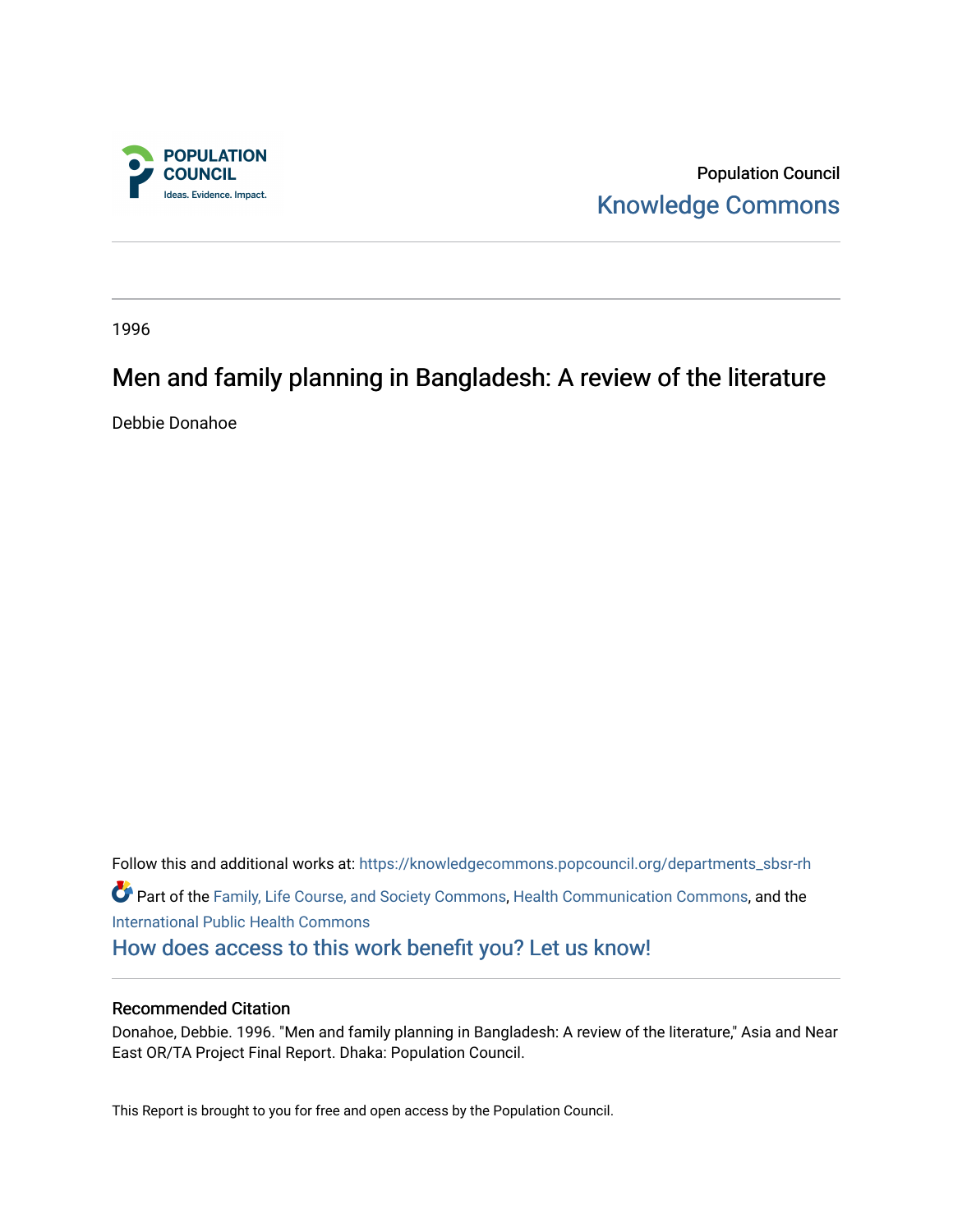Population Council

Knowledge Commons

1996

# Men and family planning in Bangladesh: A review of the literature

Debbie Donahoe

Follow this and additional works at: https://knowledgecommons.popcouncil.org/departments_sbsr-rh

Part of the Family, Life Course, and Society Commons, Health Communication Commons, and the International Public Health Commons

How does access to this work benefit you? Let us know!

## Recommended Citation

Donahoe, Debbie. 1996. "Men and family planning in Bangladesh: A review of the literature," Asia and Near East OR/TA Project Final Report. Dhaka: Population Council.

This Report is brought to you for free and open access by the Population Council.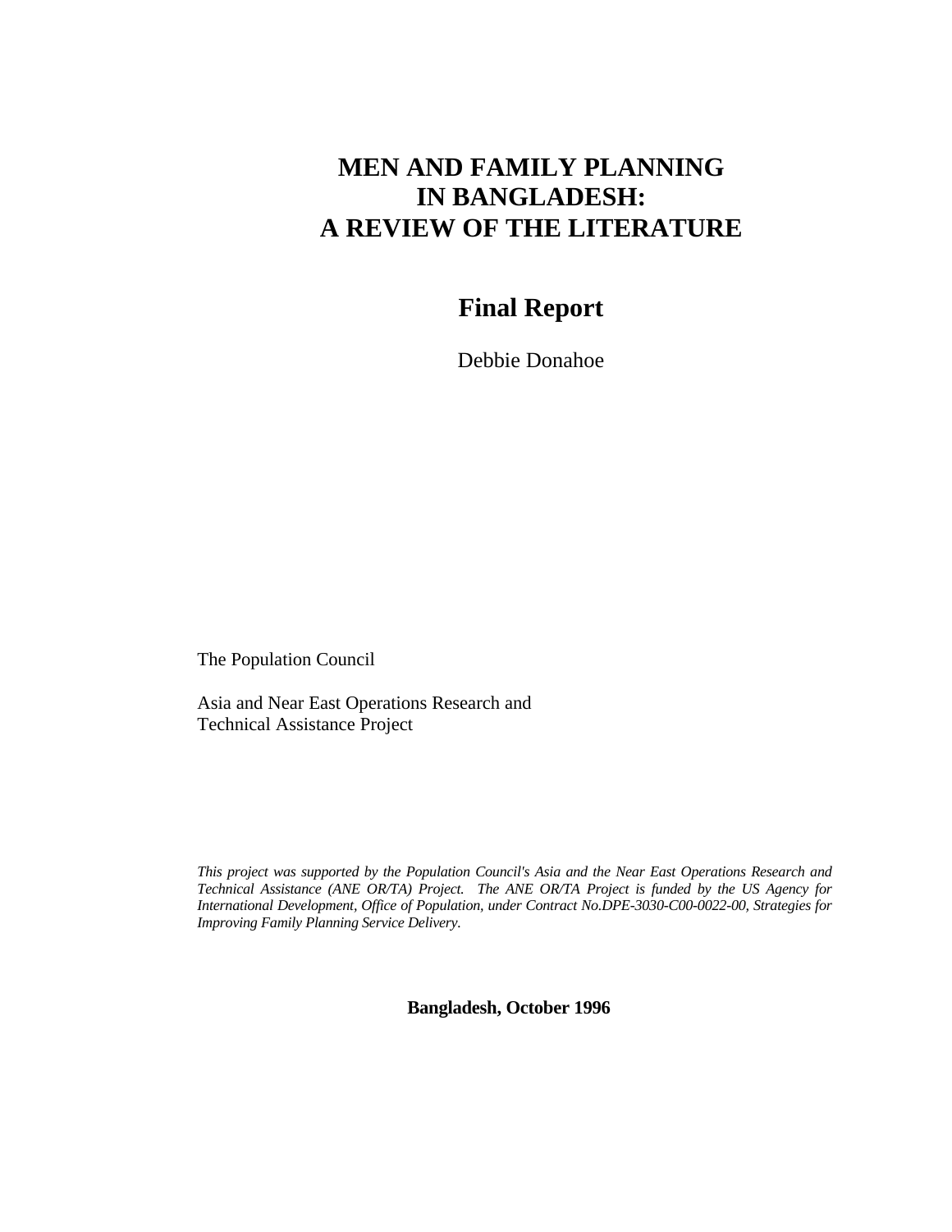# MEN AND FAMILY PLANNING IN BANGLADESH: A REVIEW OF THE LITERATURE

## Final Report

Debbie Donahoe

The Population Council

Asia and Near East Operations Research and Technical Assistance Project

*This project was supported by the Population Council's Asia and the Near East Operations Research and Technical Assistance (ANE OR/TA) Project. The ANE OR/TA Project is funded by the US Agency for International Development, Office of Population, under Contract No.DPE-3030-C00-0022-00, Strategies for Improving Family Planning Service Delivery.*

**Bangladesh, October 1996**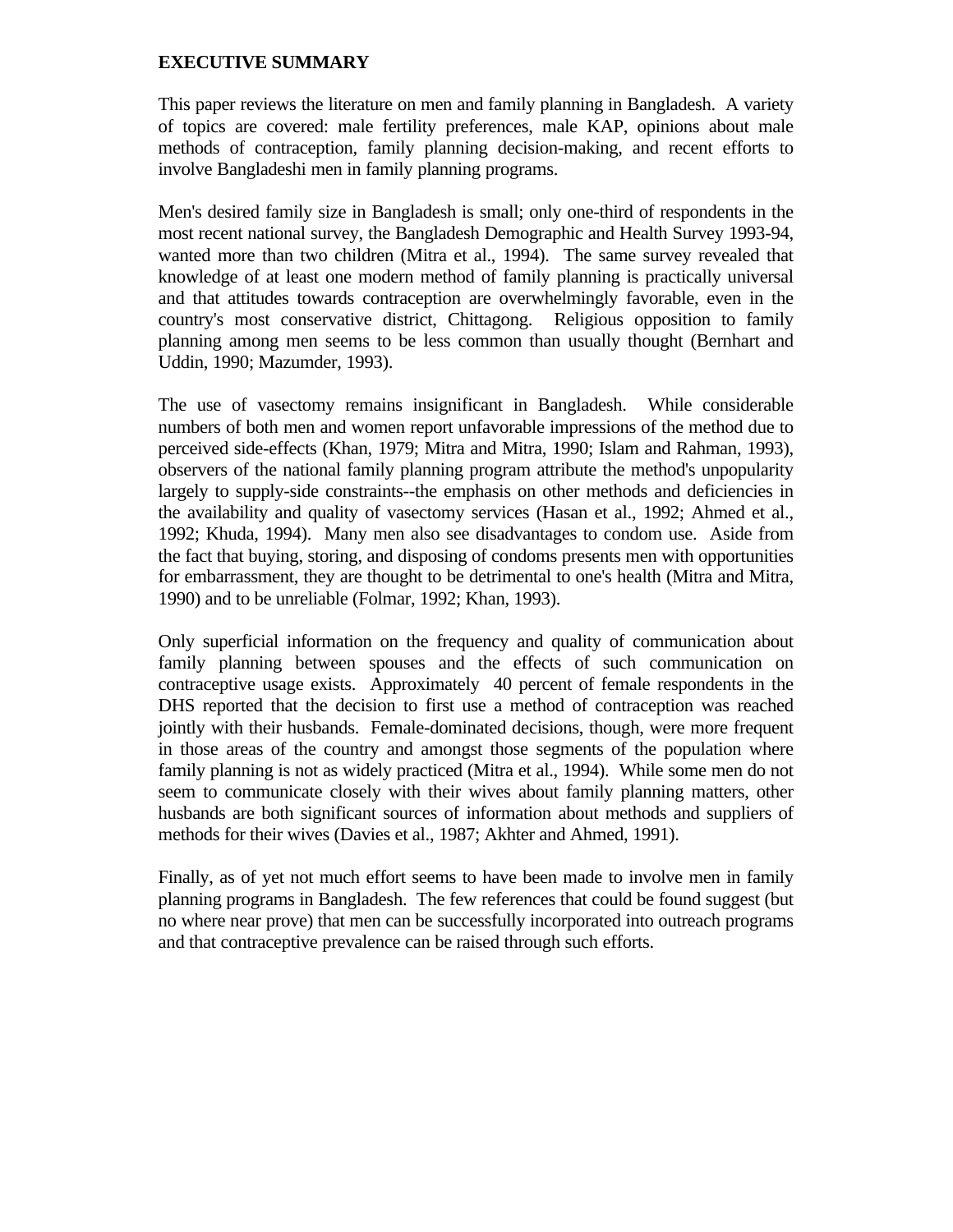## EXECUTIVE SUMMARY

This paper reviews the literature on men and family planning in Bangladesh. A variety of topics are covered: male fertility preferences, male KAP, opinions about male methods of contraception, family planning decision-making, and recent efforts to involve Bangladeshi men in family planning programs.

Men's desired family size in Bangladesh is small; only one-third of respondents in the most recent national survey, the Bangladesh Demographic and Health Survey 1993-94, wanted more than two children (Mitra et al., 1994). The same survey revealed that knowledge of at least one modern method of family planning is practically universal and that attitudes towards contraception are overwhelmingly favorable, even in the country's most conservative district, Chittagong. Religious opposition to family planning among men seems to be less common than usually thought (Bernhart and Uddin, 1990; Mazumder, 1993).

The use of vasectomy remains insignificant in Bangladesh. While considerable numbers of both men and women report unfavorable impressions of the method due to perceived side-effects (Khan, 1979; Mitra and Mitra, 1990; Islam and Rahman, 1993), observers of the national family planning program attribute the method's unpopularity largely to supply-side constraints--the emphasis on other methods and deficiencies in the availability and quality of vasectomy services (Hasan et al., 1992; Ahmed et al., 1992; Khuda, 1994). Many men also see disadvantages to condom use. Aside from the fact that buying, storing, and disposing of condoms presents men with opportunities for embarrassment, they are thought to be detrimental to one's health (Mitra and Mitra, 1990) and to be unreliable (Folmar, 1992; Khan, 1993).

Only superficial information on the frequency and quality of communication about family planning between spouses and the effects of such communication on contraceptive usage exists. Approximately 40 percent of female respondents in the DHS reported that the decision to first use a method of contraception was reached jointly with their husbands. Female-dominated decisions, though, were more frequent in those areas of the country and amongst those segments of the population where family planning is not as widely practiced (Mitra et al., 1994). While some men do not seem to communicate closely with their wives about family planning matters, other husbands are both significant sources of information about methods and suppliers of methods for their wives (Davies et al., 1987; Akhter and Ahmed, 1991).

Finally, as of yet not much effort seems to have been made to involve men in family planning programs in Bangladesh. The few references that could be found suggest (but no where near prove) that men can be successfully incorporated into outreach programs and that contraceptive prevalence can be raised through such efforts.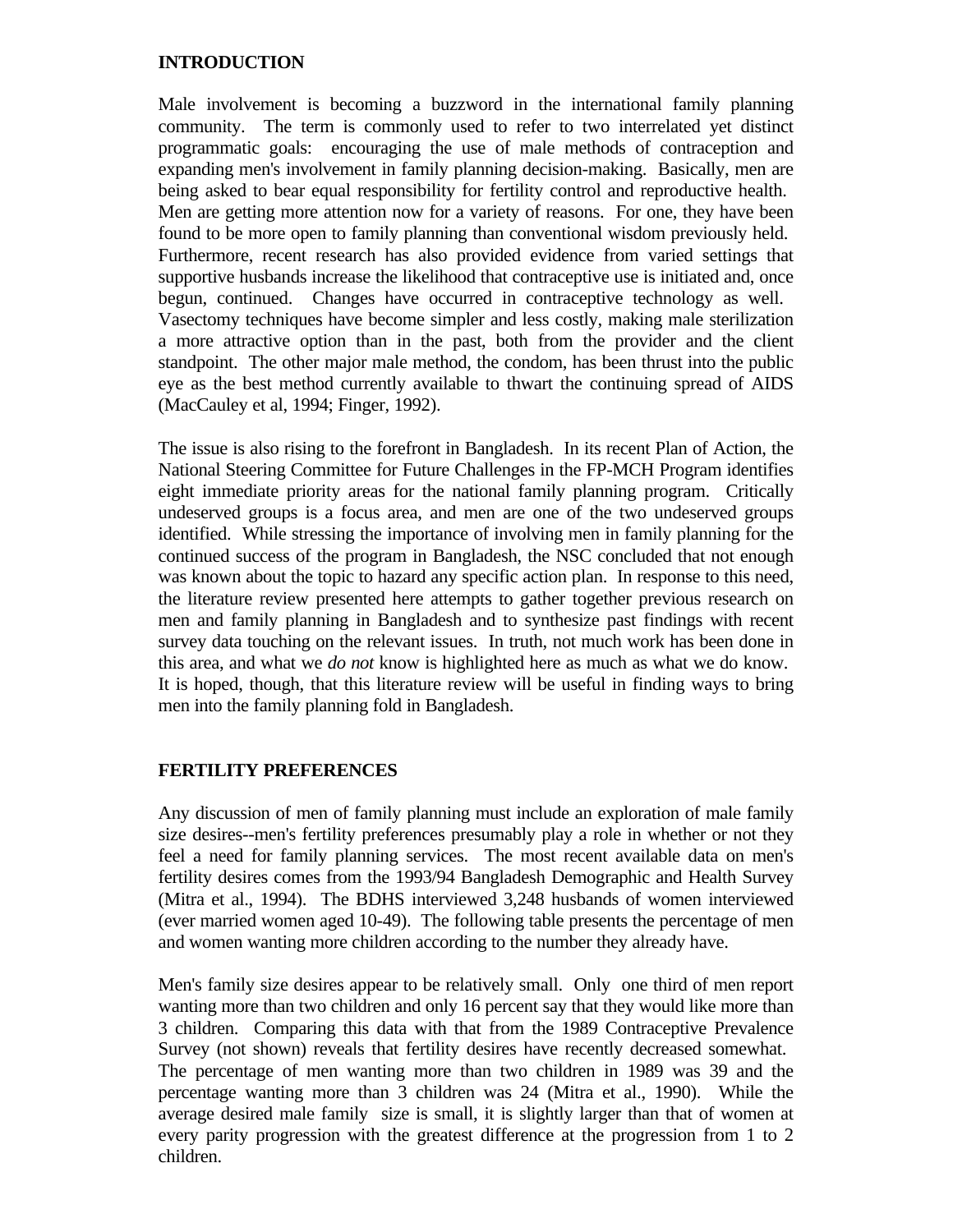## INTRODUCTION

Male involvement is becoming a buzzword in the international family planning community. The term is commonly used to refer to two interrelated yet distinct programmatic goals: encouraging the use of male methods of contraception and expanding men's involvement in family planning decision-making. Basically, men are being asked to bear equal responsibility for fertility control and reproductive health. Men are getting more attention now for a variety of reasons. For one, they have been found to be more open to family planning than conventional wisdom previously held. Furthermore, recent research has also provided evidence from varied settings that supportive husbands increase the likelihood that contraceptive use is initiated and, once begun, continued. Changes have occurred in contraceptive technology as well. Vasectomy techniques have become simpler and less costly, making male sterilization a more attractive option than in the past, both from the provider and the client standpoint. The other major male method, the condom, has been thrust into the public eye as the best method currently available to thwart the continuing spread of AIDS (MacCauley et al, 1994; Finger, 1992).

The issue is also rising to the forefront in Bangladesh. In its recent Plan of Action, the National Steering Committee for Future Challenges in the FP-MCH Program identifies eight immediate priority areas for the national family planning program. Critically undeserved groups is a focus area, and men are one of the two undeserved groups identified. While stressing the importance of involving men in family planning for the continued success of the program in Bangladesh, the NSC concluded that not enough was known about the topic to hazard any specific action plan. In response to this need, the literature review presented here attempts to gather together previous research on men and family planning in Bangladesh and to synthesize past findings with recent survey data touching on the relevant issues. In truth, not much work has been done in this area, and what we *do not* know is highlighted here as much as what we do know. It is hoped, though, that this literature review will be useful in finding ways to bring men into the family planning fold in Bangladesh.

## FERTILITY PREFERENCES

Any discussion of men of family planning must include an exploration of male family size desires--men's fertility preferences presumably play a role in whether or not they feel a need for family planning services. The most recent available data on men's fertility desires comes from the 1993/94 Bangladesh Demographic and Health Survey (Mitra et al., 1994). The BDHS interviewed 3,248 husbands of women interviewed (ever married women aged 10-49). The following table presents the percentage of men and women wanting more children according to the number they already have.

Men's family size desires appear to be relatively small. Only one third of men report wanting more than two children and only 16 percent say that they would like more than 3 children. Comparing this data with that from the 1989 Contraceptive Prevalence Survey (not shown) reveals that fertility desires have recently decreased somewhat. The percentage of men wanting more than two children in 1989 was 39 and the percentage wanting more than 3 children was 24 (Mitra et al., 1990). While the average desired male family size is small, it is slightly larger than that of women at every parity progression with the greatest difference at the progression from 1 to 2 children.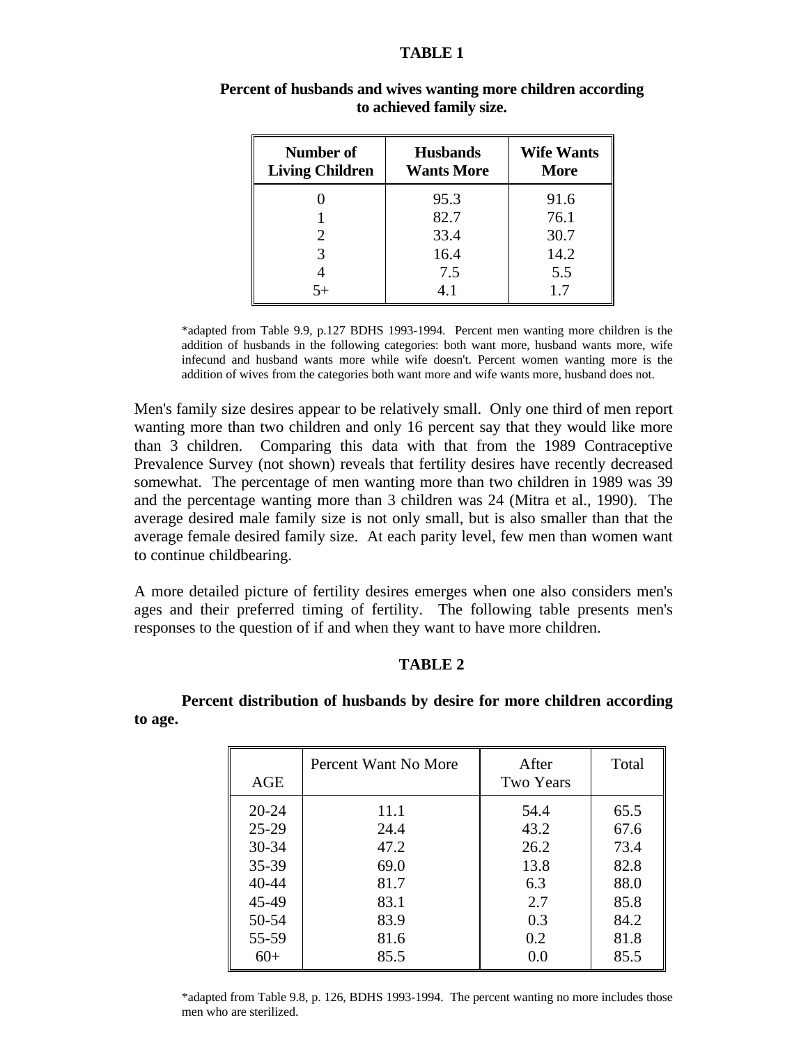**TABLE 1**

**Percent of husbands and wives wanting more children according to achieved family size.**

| Number of Living Children | Husbands Wants More | Wife Wants More |
|---|---|---|
| 0 | 95.3 | 91.6 |
| 1 | 82.7 | 76.1 |
| 2 | 33.4 | 30.7 |
| 3 | 16.4 | 14.2 |
| 4 | 7.5 | 5.5 |
| 5+ | 4.1 | 1.7 |

*adapted from Table 9.9, p.127 BDHS 1993-1994. Percent men wanting more children is the addition of husbands in the following categories: both want more, husband wants more, wife infecund and husband wants more while wife doesn't. Percent women wanting more is the addition of wives from the categories both want more and wife wants more, husband does not.

Men's family size desires appear to be relatively small. Only one third of men report wanting more than two children and only 16 percent say that they would like more than 3 children. Comparing this data with that from the 1989 Contraceptive Prevalence Survey (not shown) reveals that fertility desires have recently decreased somewhat. The percentage of men wanting more than two children in 1989 was 39 and the percentage wanting more than 3 children was 24 (Mitra et al., 1990). The average desired male family size is not only small, but is also smaller than that the average female desired family size. At each parity level, few men than women want to continue childbearing.

A more detailed picture of fertility desires emerges when one also considers men's ages and their preferred timing of fertility. The following table presents men's responses to the question of if and when they want to have more children.

**TABLE 2**

**Percent distribution of husbands by desire for more children according to age.**

| AGE | Percent Want No More | After Two Years | Total |
|---|---|---|---|
| 20-24 | 11.1 | 54.4 | 65.5 |
| 25-29 | 24.4 | 43.2 | 67.6 |
| 30-34 | 47.2 | 26.2 | 73.4 |
| 35-39 | 69.0 | 13.8 | 82.8 |
| 40-44 | 81.7 | 6.3 | 88.0 |
| 45-49 | 83.1 | 2.7 | 85.8 |
| 50-54 | 83.9 | 0.3 | 84.2 |
| 55-59 | 81.6 | 0.2 | 81.8 |
| 60+ | 85.5 | 0.0 | 85.5 |

*adapted from Table 9.8, p. 126, BDHS 1993-1994. The percent wanting no more includes those men who are sterilized.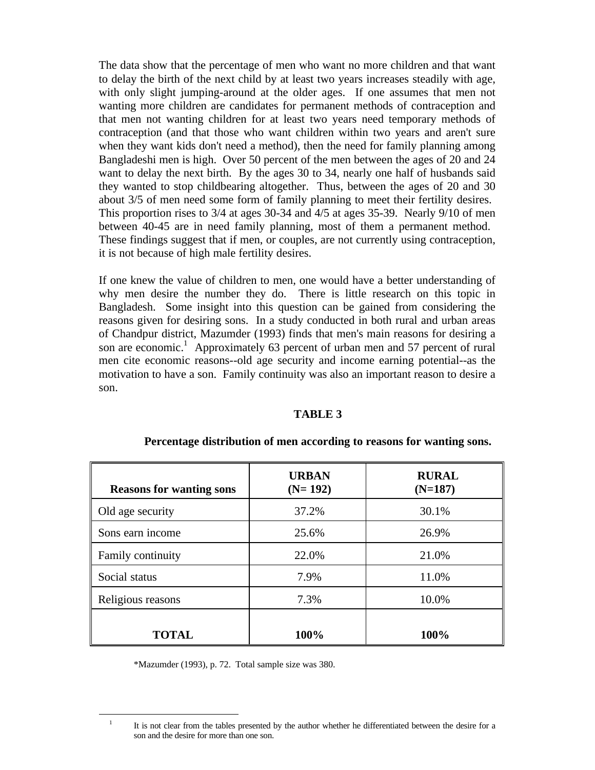The data show that the percentage of men who want no more children and that want to delay the birth of the next child by at least two years increases steadily with age, with only slight jumping-around at the older ages. If one assumes that men not wanting more children are candidates for permanent methods of contraception and that men not wanting children for at least two years need temporary methods of contraception (and that those who want children within two years and aren't sure when they want kids don't need a method), then the need for family planning among Bangladeshi men is high. Over 50 percent of the men between the ages of 20 and 24 want to delay the next birth. By the ages 30 to 34, nearly one half of husbands said they wanted to stop childbearing altogether. Thus, between the ages of 20 and 30 about 3/5 of men need some form of family planning to meet their fertility desires. This proportion rises to 3/4 at ages 30-34 and 4/5 at ages 35-39. Nearly 9/10 of men between 40-45 are in need family planning, most of them a permanent method. These findings suggest that if men, or couples, are not currently using contraception, it is not because of high male fertility desires.

If one knew the value of children to men, one would have a better understanding of why men desire the number they do. There is little research on this topic in Bangladesh. Some insight into this question can be gained from considering the reasons given for desiring sons. In a study conducted in both rural and urban areas of Chandpur district, Mazumder (1993) finds that men's main reasons for desiring a son are economic.[1] Approximately 63 percent of urban men and 57 percent of rural men cite economic reasons--old age security and income earning potential--as the motivation to have a son. Family continuity was also an important reason to desire a son.

**TABLE 3**

**Percentage distribution of men according to reasons for wanting sons.**

| Reasons for wanting sons | URBAN (N= 192) | RURAL (N=187) |
|---|---|---|
| Old age security | 37.2% | 30.1% |
| Sons earn income | 25.6% | 26.9% |
| Family continuity | 22.0% | 21.0% |
| Social status | 7.9% | 11.0% |
| Religious reasons | 7.3% | 10.0% |
| **TOTAL** | **100%** | **100%** |

*Mazumder (1993), p. 72. Total sample size was 380.

[1] It is not clear from the tables presented by the author whether he differentiated between the desire for a son and the desire for more than one son.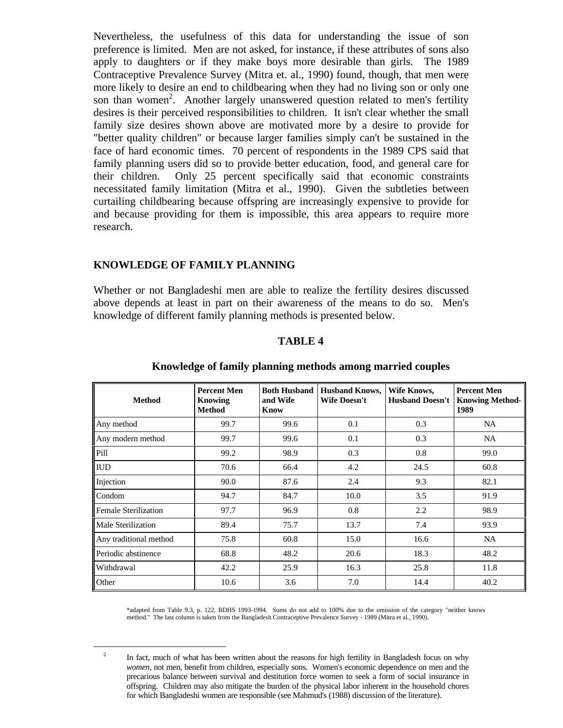Nevertheless, the usefulness of this data for understanding the issue of son preference is limited. Men are not asked, for instance, if these attributes of sons also apply to daughters or if they make boys more desirable than girls. The 1989 Contraceptive Prevalence Survey (Mitra et. al., 1990) found, though, that men were more likely to desire an end to childbearing when they had no living son or only one son than women[2]. Another largely unanswered question related to men's fertility desires is their perceived responsibilities to children. It isn't clear whether the small family size desires shown above are motivated more by a desire to provide for "better quality children" or because larger families simply can't be sustained in the face of hard economic times. 70 percent of respondents in the 1989 CPS said that family planning users did so to provide better education, food, and general care for their children. Only 25 percent specifically said that economic constraints necessitated family limitation (Mitra et al., 1990). Given the subtleties between curtailing childbearing because offspring are increasingly expensive to provide for and because providing for them is impossible, this area appears to require more research.

## KNOWLEDGE OF FAMILY PLANNING

Whether or not Bangladeshi men are able to realize the fertility desires discussed above depends at least in part on their awareness of the means to do so. Men's knowledge of different family planning methods is presented below.

**TABLE 4**

**Knowledge of family planning methods among married couples**

| Method | Percent Men Knowing Method | Both Husband and Wife Know | Husband Knows, Wife Doesn't | Wife Knows, Husband Doesn't | Percent Men Knowing Method-1989 |
|---|---|---|---|---|---|
| Any method | 99.7 | 99.6 | 0.1 | 0.3 | NA |
| Any modern method | 99.7 | 99.6 | 0.1 | 0.3 | NA |
| Pill | 99.2 | 98.9 | 0.3 | 0.8 | 99.0 |
| IUD | 70.6 | 66.4 | 4.2 | 24.5 | 60.8 |
| Injection | 90.0 | 87.6 | 2.4 | 9.3 | 82.1 |
| Condom | 94.7 | 84.7 | 10.0 | 3.5 | 91.9 |
| Female Sterilization | 97.7 | 96.9 | 0.8 | 2.2 | 98.9 |
| Male Sterilization | 89.4 | 75.7 | 13.7 | 7.4 | 93.9 |
| Any traditional method | 75.8 | 60.8 | 15.0 | 16.6 | NA |
| Periodic abstinence | 68.8 | 48.2 | 20.6 | 18.3 | 48.2 |
| Withdrawal | 42.2 | 25.9 | 16.3 | 25.8 | 11.8 |
| Other | 10.6 | 3.6 | 7.0 | 14.4 | 40.2 |

*adapted from Table 9.3, p. 122, BDHS 1993-1994. Sums do not add to 100% due to the omission of the category "neither knows method." The last column is taken from the Bangladesh Contraceptive Prevalence Survey - 1989 (Mitra et al., 1990).

[2] In fact, much of what has been written about the reasons for high fertility in Bangladesh focus on why *women*, not men, benefit from children, especially sons. Women's economic dependence on men and the precarious balance between survival and destitution force women to seek a form of social insurance in offspring. Children may also mitigate the burden of the physical labor inherent in the household chores for which Bangladeshi women are responsible (see Mahmud's (1988) discussion of the literature).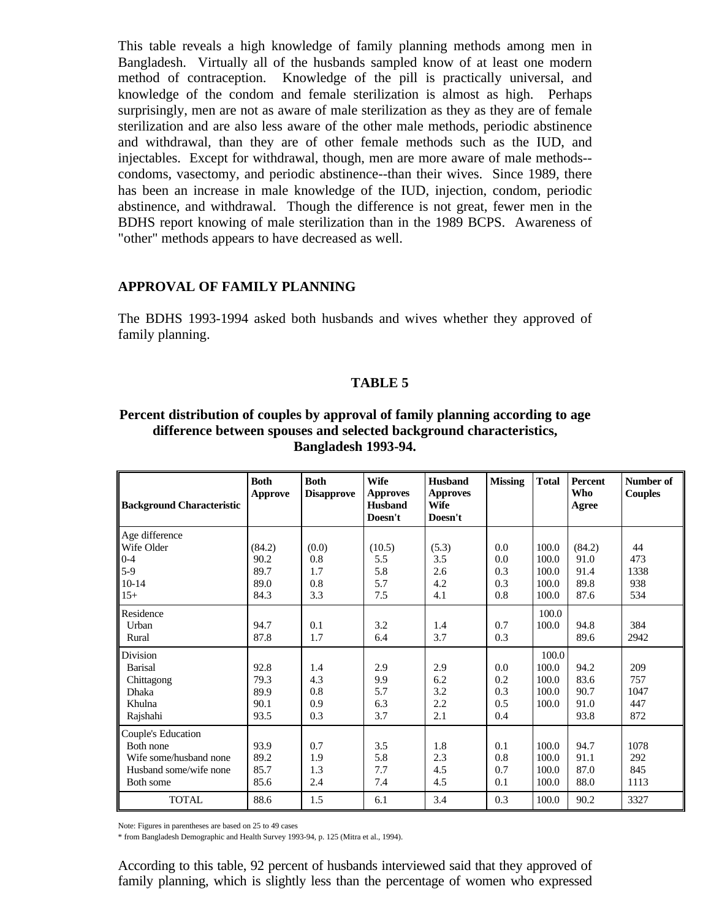This table reveals a high knowledge of family planning methods among men in Bangladesh. Virtually all of the husbands sampled know of at least one modern method of contraception. Knowledge of the pill is practically universal, and knowledge of the condom and female sterilization is almost as high. Perhaps surprisingly, men are not as aware of male sterilization as they as they are of female sterilization and are also less aware of the other male methods, periodic abstinence and withdrawal, than they are of other female methods such as the IUD, and injectables. Except for withdrawal, though, men are more aware of male methods--condoms, vasectomy, and periodic abstinence--than their wives. Since 1989, there has been an increase in male knowledge of the IUD, injection, condom, periodic abstinence, and withdrawal. Though the difference is not great, fewer men in the BDHS report knowing of male sterilization than in the 1989 BCPS. Awareness of "other" methods appears to have decreased as well.

## APPROVAL OF FAMILY PLANNING

The BDHS 1993-1994 asked both husbands and wives whether they approved of family planning.

### TABLE 5

**Percent distribution of couples by approval of family planning according to age difference between spouses and selected background characteristics, Bangladesh 1993-94.**

| Background Characteristic | Both Approve | Both Disapprove | Wife Approves Husband Doesn't | Husband Approves Wife Doesn't | Missing | Total | Percent Who Agree | Number of Couples |
|---|---|---|---|---|---|---|---|---|
| Age difference | | | | | | | | |
| Wife Older | (84.2) | (0.0) | (10.5) | (5.3) | 0.0 | 100.0 | (84.2) | 44 |
| 0-4 | 90.2 | 0.8 | 5.5 | 3.5 | 0.0 | 100.0 | 91.0 | 473 |
| 5-9 | 89.7 | 1.7 | 5.8 | 2.6 | 0.3 | 100.0 | 91.4 | 1338 |
| 10-14 | 89.0 | 0.8 | 5.7 | 4.2 | 0.3 | 100.0 | 89.8 | 938 |
| 15+ | 84.3 | 3.3 | 7.5 | 4.1 | 0.8 | 100.0 | 87.6 | 534 |
| Residence | | | | | | 100.0 | | |
| Urban | 94.7 | 0.1 | 3.2 | 1.4 | 0.7 | 100.0 | 94.8 | 384 |
| Rural | 87.8 | 1.7 | 6.4 | 3.7 | 0.3 | | 89.6 | 2942 |
| Division | | | | | | 100.0 | | |
| Barisal | 92.8 | 1.4 | 2.9 | 2.9 | 0.0 | 100.0 | 94.2 | 209 |
| Chittagong | 79.3 | 4.3 | 9.9 | 6.2 | 0.2 | 100.0 | 83.6 | 757 |
| Dhaka | 89.9 | 0.8 | 5.7 | 3.2 | 0.3 | 100.0 | 90.7 | 1047 |
| Khulna | 90.1 | 0.9 | 6.3 | 2.2 | 0.5 | 100.0 | 91.0 | 447 |
| Rajshahi | 93.5 | 0.3 | 3.7 | 2.1 | 0.4 | | 93.8 | 872 |
| Couple's Education | | | | | | | | |
| Both none | 93.9 | 0.7 | 3.5 | 1.8 | 0.1 | 100.0 | 94.7 | 1078 |
| Wife some/husband none | 89.2 | 1.9 | 5.8 | 2.3 | 0.8 | 100.0 | 91.1 | 292 |
| Husband some/wife none | 85.7 | 1.3 | 7.7 | 4.5 | 0.7 | 100.0 | 87.0 | 845 |
| Both some | 85.6 | 2.4 | 7.4 | 4.5 | 0.1 | 100.0 | 88.0 | 1113 |
| TOTAL | 88.6 | 1.5 | 6.1 | 3.4 | 0.3 | 100.0 | 90.2 | 3327 |

Note: Figures in parentheses are based on 25 to 49 cases

* from Bangladesh Demographic and Health Survey 1993-94, p. 125 (Mitra et al., 1994).

According to this table, 92 percent of husbands interviewed said that they approved of family planning, which is slightly less than the percentage of women who expressed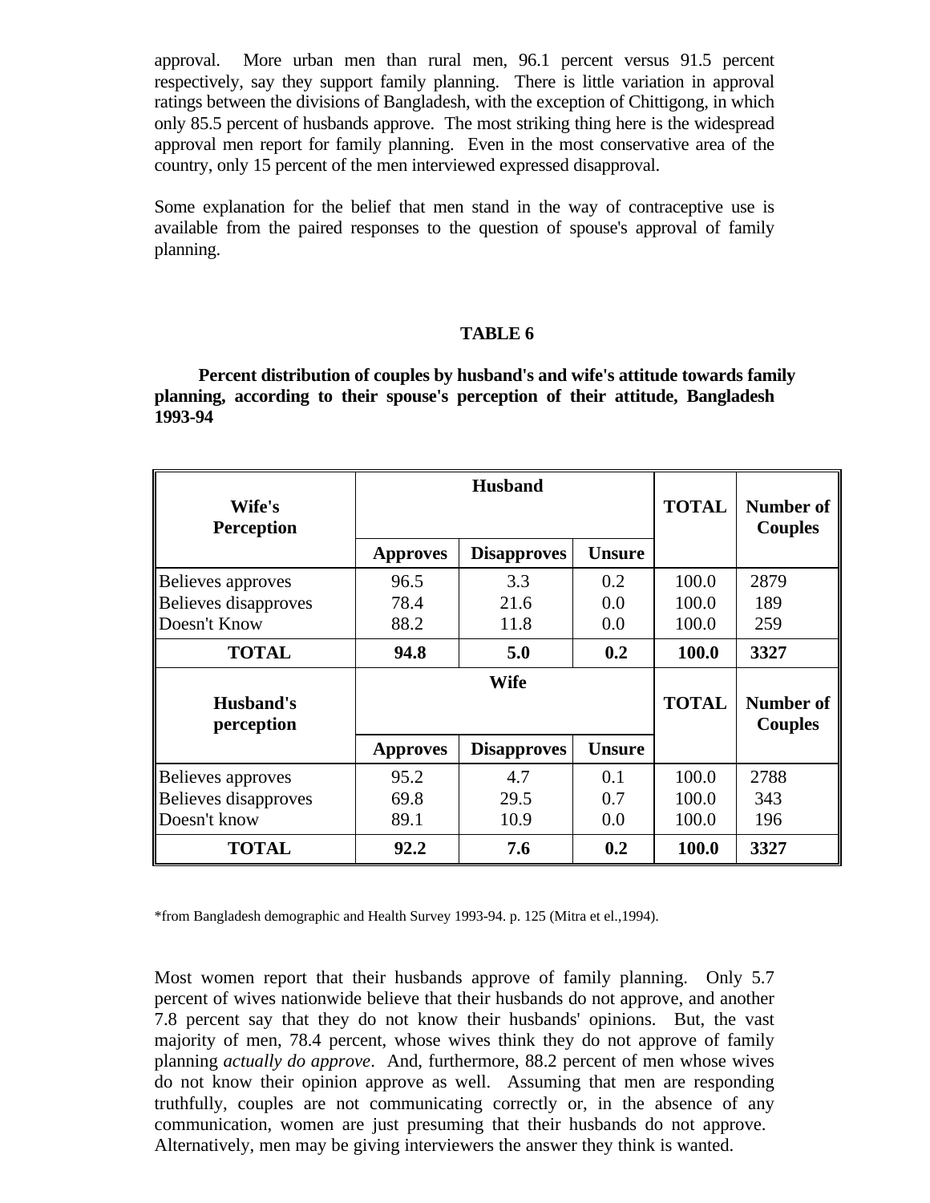approval. More urban men than rural men, 96.1 percent versus 91.5 percent respectively, say they support family planning. There is little variation in approval ratings between the divisions of Bangladesh, with the exception of Chittigong, in which only 85.5 percent of husbands approve. The most striking thing here is the widespread approval men report for family planning. Even in the most conservative area of the country, only 15 percent of the men interviewed expressed disapproval.

Some explanation for the belief that men stand in the way of contraceptive use is available from the paired responses to the question of spouse's approval of family planning.

**TABLE 6**

**Percent distribution of couples by husband's and wife's attitude towards family planning, according to their spouse's perception of their attitude, Bangladesh 1993-94**

| Wife's Perception | Husband | | | TOTAL | Number of Couples |
|---|---|---|---|---|---|
| | **Approves** | **Disapproves** | **Unsure** | | |
| Believes approves | 96.5 | 3.3 | 0.2 | 100.0 | 2879 |
| Believes disapproves | 78.4 | 21.6 | 0.0 | 100.0 | 189 |
| Doesn't Know | 88.2 | 11.8 | 0.0 | 100.0 | 259 |
| **TOTAL** | **94.8** | **5.0** | **0.2** | **100.0** | **3327** |
| **Husband's perception** | **Wife** | | | **TOTAL** | **Number of Couples** |
| | **Approves** | **Disapproves** | **Unsure** | | |
| Believes approves | 95.2 | 4.7 | 0.1 | 100.0 | 2788 |
| Believes disapproves | 69.8 | 29.5 | 0.7 | 100.0 | 343 |
| Doesn't know | 89.1 | 10.9 | 0.0 | 100.0 | 196 |
| **TOTAL** | **92.2** | **7.6** | **0.2** | **100.0** | **3327** |

*from Bangladesh demographic and Health Survey 1993-94. p. 125 (Mitra et el.,1994).

Most women report that their husbands approve of family planning. Only 5.7 percent of wives nationwide believe that their husbands do not approve, and another 7.8 percent say that they do not know their husbands' opinions. But, the vast majority of men, 78.4 percent, whose wives think they do not approve of family planning *actually do approve*. And, furthermore, 88.2 percent of men whose wives do not know their opinion approve as well. Assuming that men are responding truthfully, couples are not communicating correctly or, in the absence of any communication, women are just presuming that their husbands do not approve. Alternatively, men may be giving interviewers the answer they think is wanted.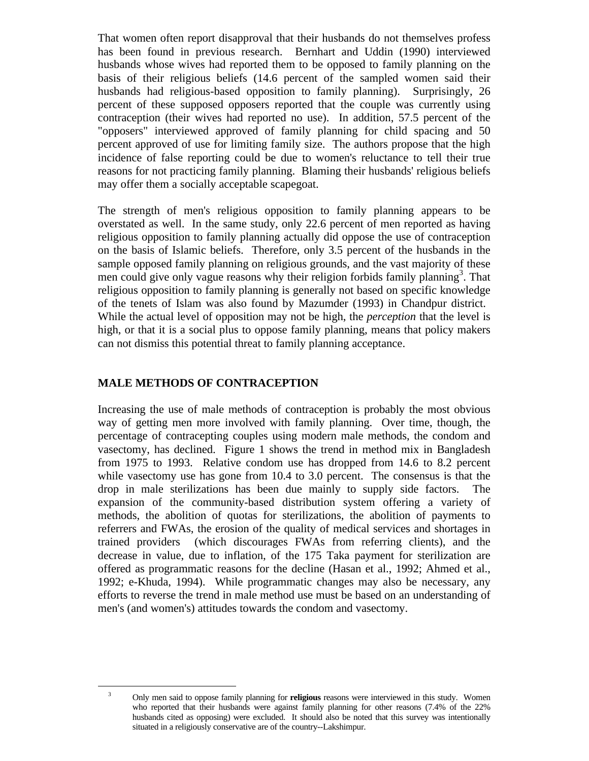That women often report disapproval that their husbands do not themselves profess has been found in previous research. Bernhart and Uddin (1990) interviewed husbands whose wives had reported them to be opposed to family planning on the basis of their religious beliefs (14.6 percent of the sampled women said their husbands had religious-based opposition to family planning). Surprisingly, 26 percent of these supposed opposers reported that the couple was currently using contraception (their wives had reported no use). In addition, 57.5 percent of the "opposers" interviewed approved of family planning for child spacing and 50 percent approved of use for limiting family size. The authors propose that the high incidence of false reporting could be due to women's reluctance to tell their true reasons for not practicing family planning. Blaming their husbands' religious beliefs may offer them a socially acceptable scapegoat.

The strength of men's religious opposition to family planning appears to be overstated as well. In the same study, only 22.6 percent of men reported as having religious opposition to family planning actually did oppose the use of contraception on the basis of Islamic beliefs. Therefore, only 3.5 percent of the husbands in the sample opposed family planning on religious grounds, and the vast majority of these men could give only vague reasons why their religion forbids family planning[3]. That religious opposition to family planning is generally not based on specific knowledge of the tenets of Islam was also found by Mazumder (1993) in Chandpur district. While the actual level of opposition may not be high, the *perception* that the level is high, or that it is a social plus to oppose family planning, means that policy makers can not dismiss this potential threat to family planning acceptance.

## MALE METHODS OF CONTRACEPTION

Increasing the use of male methods of contraception is probably the most obvious way of getting men more involved with family planning. Over time, though, the percentage of contracepting couples using modern male methods, the condom and vasectomy, has declined. Figure 1 shows the trend in method mix in Bangladesh from 1975 to 1993. Relative condom use has dropped from 14.6 to 8.2 percent while vasectomy use has gone from 10.4 to 3.0 percent. The consensus is that the drop in male sterilizations has been due mainly to supply side factors. The expansion of the community-based distribution system offering a variety of methods, the abolition of quotas for sterilizations, the abolition of payments to referrers and FWAs, the erosion of the quality of medical services and shortages in trained providers (which discourages FWAs from referring clients), and the decrease in value, due to inflation, of the 175 Taka payment for sterilization are offered as programmatic reasons for the decline (Hasan et al., 1992; Ahmed et al., 1992; e-Khuda, 1994). While programmatic changes may also be necessary, any efforts to reverse the trend in male method use must be based on an understanding of men's (and women's) attitudes towards the condom and vasectomy.

[3] Only men said to oppose family planning for **religious** reasons were interviewed in this study. Women who reported that their husbands were against family planning for other reasons (7.4% of the 22% husbands cited as opposing) were excluded. It should also be noted that this survey was intentionally situated in a religiously conservative are of the country--Lakshimpur.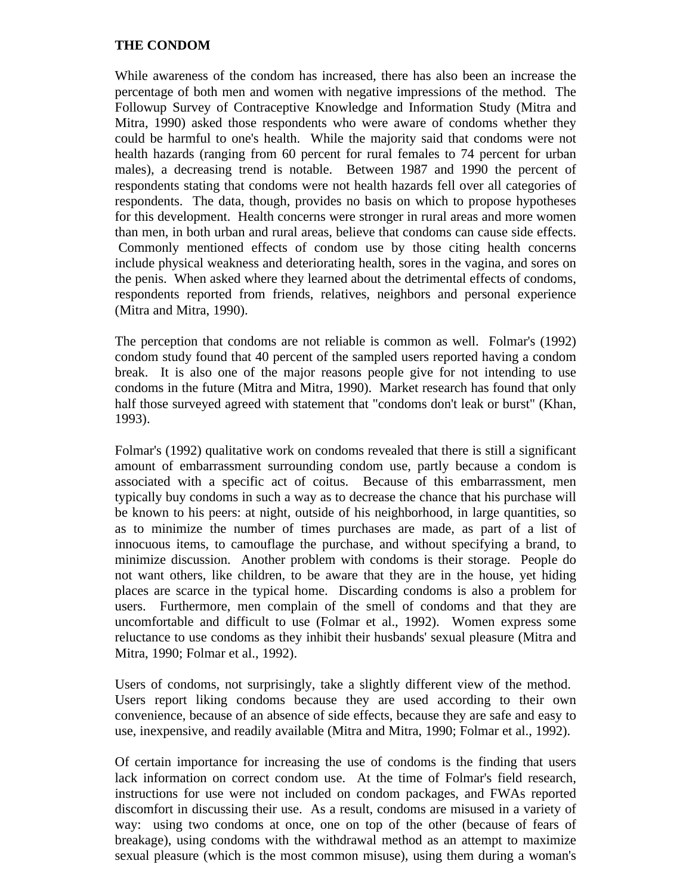**THE CONDOM**

While awareness of the condom has increased, there has also been an increase the percentage of both men and women with negative impressions of the method. The Followup Survey of Contraceptive Knowledge and Information Study (Mitra and Mitra, 1990) asked those respondents who were aware of condoms whether they could be harmful to one's health. While the majority said that condoms were not health hazards (ranging from 60 percent for rural females to 74 percent for urban males), a decreasing trend is notable. Between 1987 and 1990 the percent of respondents stating that condoms were not health hazards fell over all categories of respondents. The data, though, provides no basis on which to propose hypotheses for this development. Health concerns were stronger in rural areas and more women than men, in both urban and rural areas, believe that condoms can cause side effects. Commonly mentioned effects of condom use by those citing health concerns include physical weakness and deteriorating health, sores in the vagina, and sores on the penis. When asked where they learned about the detrimental effects of condoms, respondents reported from friends, relatives, neighbors and personal experience (Mitra and Mitra, 1990).

The perception that condoms are not reliable is common as well. Folmar's (1992) condom study found that 40 percent of the sampled users reported having a condom break. It is also one of the major reasons people give for not intending to use condoms in the future (Mitra and Mitra, 1990). Market research has found that only half those surveyed agreed with statement that "condoms don't leak or burst" (Khan, 1993).

Folmar's (1992) qualitative work on condoms revealed that there is still a significant amount of embarrassment surrounding condom use, partly because a condom is associated with a specific act of coitus. Because of this embarrassment, men typically buy condoms in such a way as to decrease the chance that his purchase will be known to his peers: at night, outside of his neighborhood, in large quantities, so as to minimize the number of times purchases are made, as part of a list of innocuous items, to camouflage the purchase, and without specifying a brand, to minimize discussion. Another problem with condoms is their storage. People do not want others, like children, to be aware that they are in the house, yet hiding places are scarce in the typical home. Discarding condoms is also a problem for users. Furthermore, men complain of the smell of condoms and that they are uncomfortable and difficult to use (Folmar et al., 1992). Women express some reluctance to use condoms as they inhibit their husbands' sexual pleasure (Mitra and Mitra, 1990; Folmar et al., 1992).

Users of condoms, not surprisingly, take a slightly different view of the method. Users report liking condoms because they are used according to their own convenience, because of an absence of side effects, because they are safe and easy to use, inexpensive, and readily available (Mitra and Mitra, 1990; Folmar et al., 1992).

Of certain importance for increasing the use of condoms is the finding that users lack information on correct condom use. At the time of Folmar's field research, instructions for use were not included on condom packages, and FWAs reported discomfort in discussing their use. As a result, condoms are misused in a variety of way: using two condoms at once, one on top of the other (because of fears of breakage), using condoms with the withdrawal method as an attempt to maximize sexual pleasure (which is the most common misuse), using them during a woman's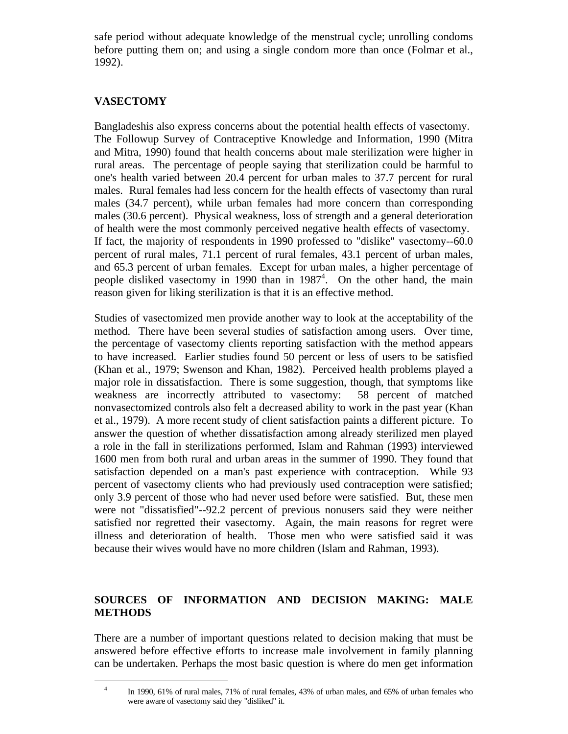safe period without adequate knowledge of the menstrual cycle; unrolling condoms before putting them on; and using a single condom more than once (Folmar et al., 1992).

## VASECTOMY

Bangladeshis also express concerns about the potential health effects of vasectomy. The Followup Survey of Contraceptive Knowledge and Information, 1990 (Mitra and Mitra, 1990) found that health concerns about male sterilization were higher in rural areas. The percentage of people saying that sterilization could be harmful to one's health varied between 20.4 percent for urban males to 37.7 percent for rural males. Rural females had less concern for the health effects of vasectomy than rural males (34.7 percent), while urban females had more concern than corresponding males (30.6 percent). Physical weakness, loss of strength and a general deterioration of health were the most commonly perceived negative health effects of vasectomy. If fact, the majority of respondents in 1990 professed to "dislike" vasectomy--60.0 percent of rural males, 71.1 percent of rural females, 43.1 percent of urban males, and 65.3 percent of urban females. Except for urban males, a higher percentage of people disliked vasectomy in 1990 than in 1987[4]. On the other hand, the main reason given for liking sterilization is that it is an effective method.

Studies of vasectomized men provide another way to look at the acceptability of the method. There have been several studies of satisfaction among users. Over time, the percentage of vasectomy clients reporting satisfaction with the method appears to have increased. Earlier studies found 50 percent or less of users to be satisfied (Khan et al., 1979; Swenson and Khan, 1982). Perceived health problems played a major role in dissatisfaction. There is some suggestion, though, that symptoms like weakness are incorrectly attributed to vasectomy: 58 percent of matched nonvasectomized controls also felt a decreased ability to work in the past year (Khan et al., 1979). A more recent study of client satisfaction paints a different picture. To answer the question of whether dissatisfaction among already sterilized men played a role in the fall in sterilizations performed, Islam and Rahman (1993) interviewed 1600 men from both rural and urban areas in the summer of 1990. They found that satisfaction depended on a man's past experience with contraception. While 93 percent of vasectomy clients who had previously used contraception were satisfied; only 3.9 percent of those who had never used before were satisfied. But, these men were not "dissatisfied"--92.2 percent of previous nonusers said they were neither satisfied nor regretted their vasectomy. Again, the main reasons for regret were illness and deterioration of health. Those men who were satisfied said it was because their wives would have no more children (Islam and Rahman, 1993).

## SOURCES OF INFORMATION AND DECISION MAKING: MALE METHODS

There are a number of important questions related to decision making that must be answered before effective efforts to increase male involvement in family planning can be undertaken. Perhaps the most basic question is where do men get information

[4] In 1990, 61% of rural males, 71% of rural females, 43% of urban males, and 65% of urban females who were aware of vasectomy said they "disliked" it.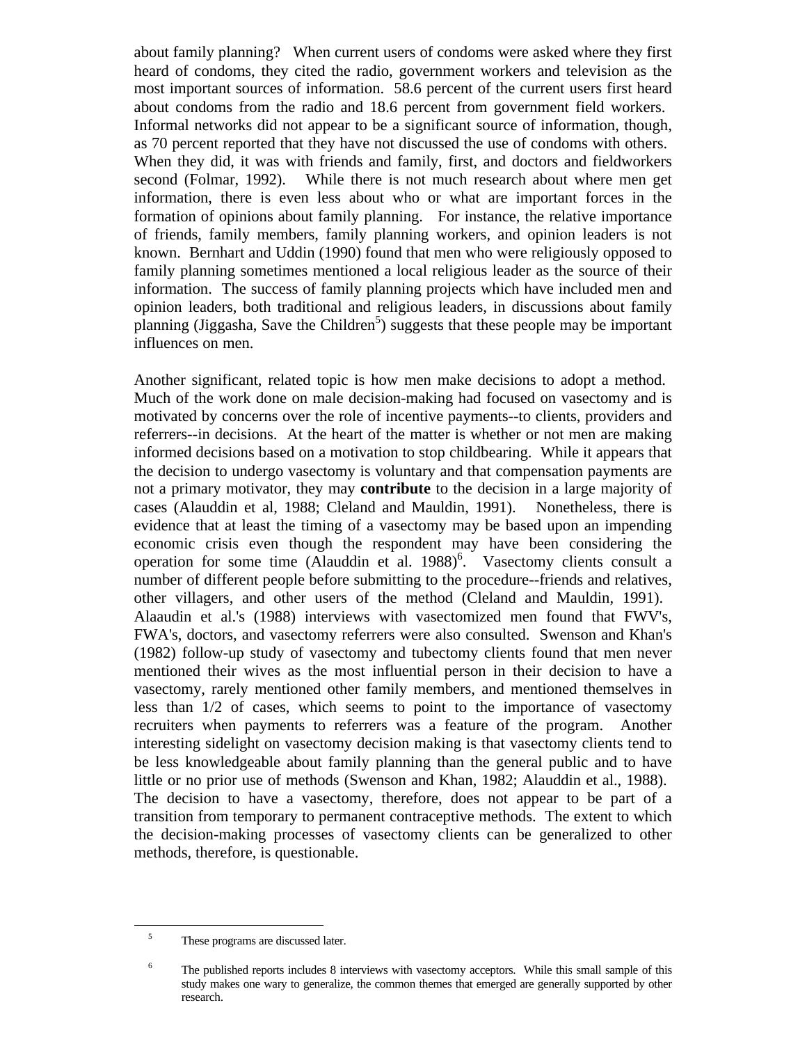about family planning? When current users of condoms were asked where they first heard of condoms, they cited the radio, government workers and television as the most important sources of information. 58.6 percent of the current users first heard about condoms from the radio and 18.6 percent from government field workers. Informal networks did not appear to be a significant source of information, though, as 70 percent reported that they have not discussed the use of condoms with others. When they did, it was with friends and family, first, and doctors and fieldworkers second (Folmar, 1992). While there is not much research about where men get information, there is even less about who or what are important forces in the formation of opinions about family planning. For instance, the relative importance of friends, family members, family planning workers, and opinion leaders is not known. Bernhart and Uddin (1990) found that men who were religiously opposed to family planning sometimes mentioned a local religious leader as the source of their information. The success of family planning projects which have included men and opinion leaders, both traditional and religious leaders, in discussions about family planning (Jiggasha, Save the Children[5]) suggests that these people may be important influences on men.

Another significant, related topic is how men make decisions to adopt a method. Much of the work done on male decision-making had focused on vasectomy and is motivated by concerns over the role of incentive payments--to clients, providers and referrers--in decisions. At the heart of the matter is whether or not men are making informed decisions based on a motivation to stop childbearing. While it appears that the decision to undergo vasectomy is voluntary and that compensation payments are not a primary motivator, they may **contribute** to the decision in a large majority of cases (Alauddin et al, 1988; Cleland and Mauldin, 1991). Nonetheless, there is evidence that at least the timing of a vasectomy may be based upon an impending economic crisis even though the respondent may have been considering the operation for some time (Alauddin et al. 1988)[6]. Vasectomy clients consult a number of different people before submitting to the procedure--friends and relatives, other villagers, and other users of the method (Cleland and Mauldin, 1991). Alaaudin et al.'s (1988) interviews with vasectomized men found that FWV's, FWA's, doctors, and vasectomy referrers were also consulted. Swenson and Khan's (1982) follow-up study of vasectomy and tubectomy clients found that men never mentioned their wives as the most influential person in their decision to have a vasectomy, rarely mentioned other family members, and mentioned themselves in less than 1/2 of cases, which seems to point to the importance of vasectomy recruiters when payments to referrers was a feature of the program. Another interesting sidelight on vasectomy decision making is that vasectomy clients tend to be less knowledgeable about family planning than the general public and to have little or no prior use of methods (Swenson and Khan, 1982; Alauddin et al., 1988). The decision to have a vasectomy, therefore, does not appear to be part of a transition from temporary to permanent contraceptive methods. The extent to which the decision-making processes of vasectomy clients can be generalized to other methods, therefore, is questionable.

---

[5] These programs are discussed later.

[6] The published reports includes 8 interviews with vasectomy acceptors. While this small sample of this study makes one wary to generalize, the common themes that emerged are generally supported by other research.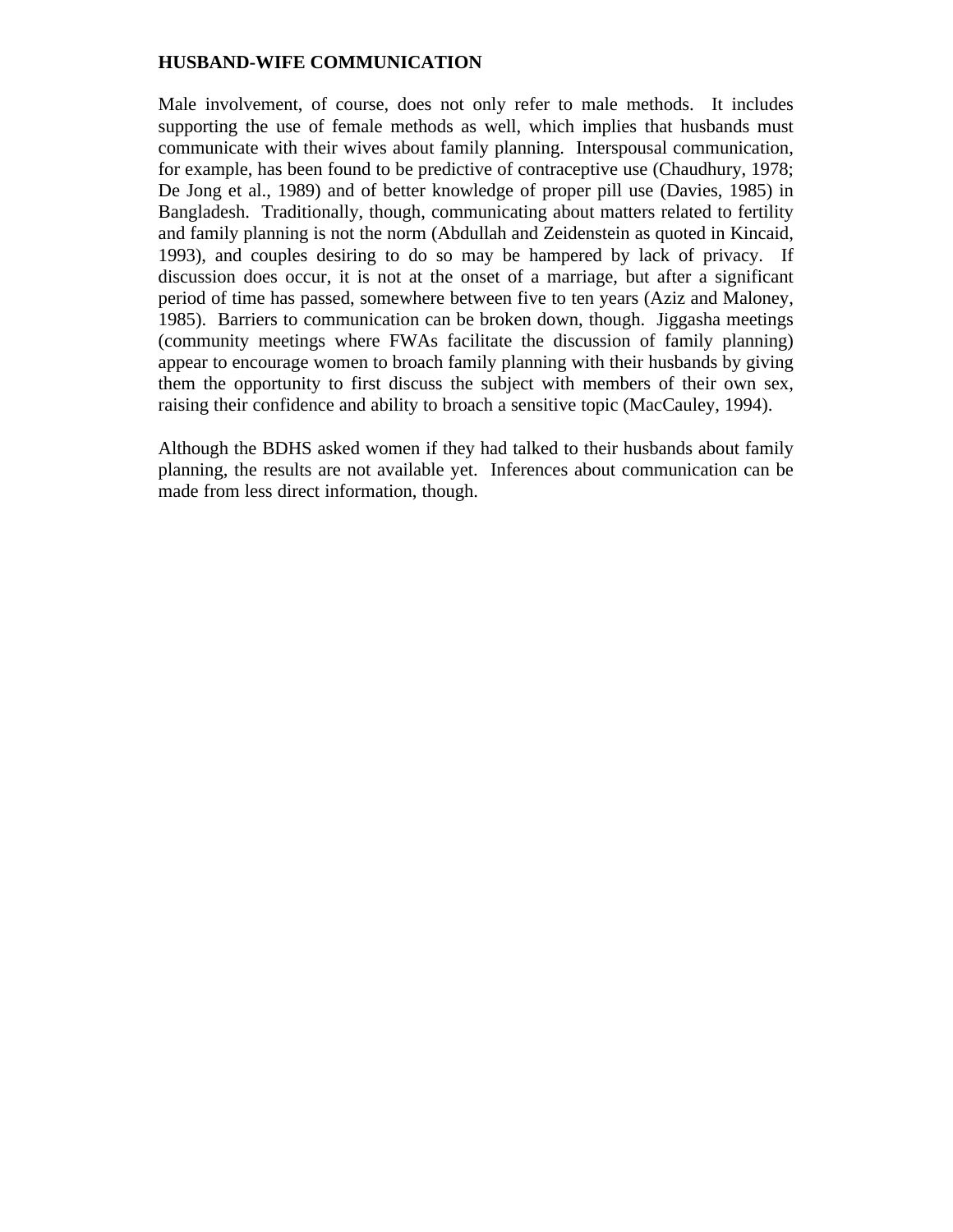## HUSBAND-WIFE COMMUNICATION

Male involvement, of course, does not only refer to male methods. It includes supporting the use of female methods as well, which implies that husbands must communicate with their wives about family planning. Interspousal communication, for example, has been found to be predictive of contraceptive use (Chaudhury, 1978; De Jong et al., 1989) and of better knowledge of proper pill use (Davies, 1985) in Bangladesh. Traditionally, though, communicating about matters related to fertility and family planning is not the norm (Abdullah and Zeidenstein as quoted in Kincaid, 1993), and couples desiring to do so may be hampered by lack of privacy. If discussion does occur, it is not at the onset of a marriage, but after a significant period of time has passed, somewhere between five to ten years (Aziz and Maloney, 1985). Barriers to communication can be broken down, though. Jiggasha meetings (community meetings where FWAs facilitate the discussion of family planning) appear to encourage women to broach family planning with their husbands by giving them the opportunity to first discuss the subject with members of their own sex, raising their confidence and ability to broach a sensitive topic (MacCauley, 1994).

Although the BDHS asked women if they had talked to their husbands about family planning, the results are not available yet. Inferences about communication can be made from less direct information, though.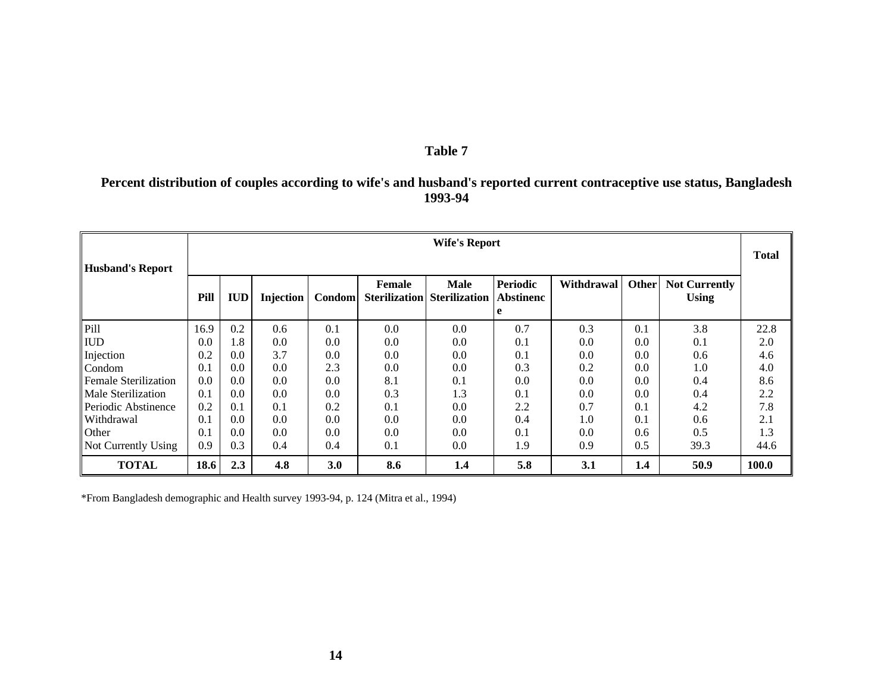## Table 7

**Percent distribution of couples according to wife's and husband's reported current contraceptive use status, Bangladesh 1993-94**

| Husband's Report | Wife's Report | | | | | | | | | | Total |
|---|---|---|---|---|---|---|---|---|---|---|---|
| | Pill | IUD | Injection | Condom | Female Sterilization | Male Sterilization | Periodic Abstinence | Withdrawal | Other | Not Currently Using | |
| Pill | 16.9 | 0.2 | 0.6 | 0.1 | 0.0 | 0.0 | 0.7 | 0.3 | 0.1 | 3.8 | 22.8 |
| IUD | 0.0 | 1.8 | 0.0 | 0.0 | 0.0 | 0.0 | 0.1 | 0.0 | 0.0 | 0.1 | 2.0 |
| Injection | 0.2 | 0.0 | 3.7 | 0.0 | 0.0 | 0.0 | 0.1 | 0.0 | 0.0 | 0.6 | 4.6 |
| Condom | 0.1 | 0.0 | 0.0 | 2.3 | 0.0 | 0.0 | 0.3 | 0.2 | 0.0 | 1.0 | 4.0 |
| Female Sterilization | 0.0 | 0.0 | 0.0 | 0.0 | 8.1 | 0.1 | 0.0 | 0.0 | 0.0 | 0.4 | 8.6 |
| Male Sterilization | 0.1 | 0.0 | 0.0 | 0.0 | 0.3 | 1.3 | 0.1 | 0.0 | 0.0 | 0.4 | 2.2 |
| Periodic Abstinence | 0.2 | 0.1 | 0.1 | 0.2 | 0.1 | 0.0 | 2.2 | 0.7 | 0.1 | 4.2 | 7.8 |
| Withdrawal | 0.1 | 0.0 | 0.0 | 0.0 | 0.0 | 0.0 | 0.4 | 1.0 | 0.1 | 0.6 | 2.1 |
| Other | 0.1 | 0.0 | 0.0 | 0.0 | 0.0 | 0.0 | 0.1 | 0.0 | 0.6 | 0.5 | 1.3 |
| Not Currently Using | 0.9 | 0.3 | 0.4 | 0.4 | 0.1 | 0.0 | 1.9 | 0.9 | 0.5 | 39.3 | 44.6 |
| **TOTAL** | **18.6** | **2.3** | **4.8** | **3.0** | **8.6** | **1.4** | **5.8** | **3.1** | **1.4** | **50.9** | **100.0** |

*From Bangladesh demographic and Health survey 1993-94, p. 124 (Mitra et al., 1994)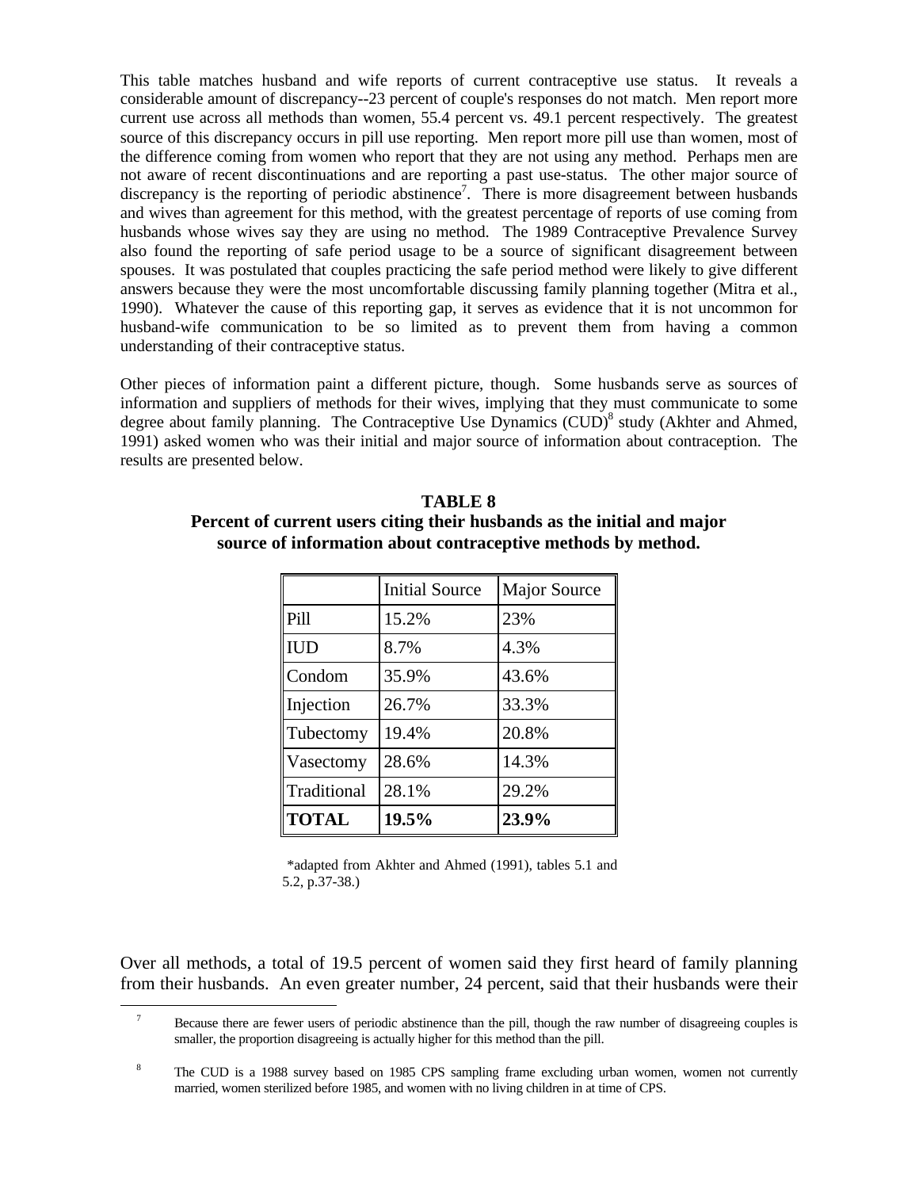This table matches husband and wife reports of current contraceptive use status. It reveals a considerable amount of discrepancy--23 percent of couple's responses do not match. Men report more current use across all methods than women, 55.4 percent vs. 49.1 percent respectively. The greatest source of this discrepancy occurs in pill use reporting. Men report more pill use than women, most of the difference coming from women who report that they are not using any method. Perhaps men are not aware of recent discontinuations and are reporting a past use-status. The other major source of discrepancy is the reporting of periodic abstinence[7]. There is more disagreement between husbands and wives than agreement for this method, with the greatest percentage of reports of use coming from husbands whose wives say they are using no method. The 1989 Contraceptive Prevalence Survey also found the reporting of safe period usage to be a source of significant disagreement between spouses. It was postulated that couples practicing the safe period method were likely to give different answers because they were the most uncomfortable discussing family planning together (Mitra et al., 1990). Whatever the cause of this reporting gap, it serves as evidence that it is not uncommon for husband-wife communication to be so limited as to prevent them from having a common understanding of their contraceptive status.

Other pieces of information paint a different picture, though. Some husbands serve as sources of information and suppliers of methods for their wives, implying that they must communicate to some degree about family planning. The Contraceptive Use Dynamics (CUD)[8] study (Akhter and Ahmed, 1991) asked women who was their initial and major source of information about contraception. The results are presented below.

**TABLE 8**
**Percent of current users citing their husbands as the initial and major source of information about contraceptive methods by method.**

| | Initial Source | Major Source |
|---|---|---|
| Pill | 15.2% | 23% |
| IUD | 8.7% | 4.3% |
| Condom | 35.9% | 43.6% |
| Injection | 26.7% | 33.3% |
| Tubectomy | 19.4% | 20.8% |
| Vasectomy | 28.6% | 14.3% |
| Traditional | 28.1% | 29.2% |
| **TOTAL** | **19.5%** | **23.9%** |

*adapted from Akhter and Ahmed (1991), tables 5.1 and 5.2, p.37-38.)

Over all methods, a total of 19.5 percent of women said they first heard of family planning from their husbands. An even greater number, 24 percent, said that their husbands were their

[7] Because there are fewer users of periodic abstinence than the pill, though the raw number of disagreeing couples is smaller, the proportion disagreeing is actually higher for this method than the pill.

[8] The CUD is a 1988 survey based on 1985 CPS sampling frame excluding urban women, women not currently married, women sterilized before 1985, and women with no living children in at time of CPS.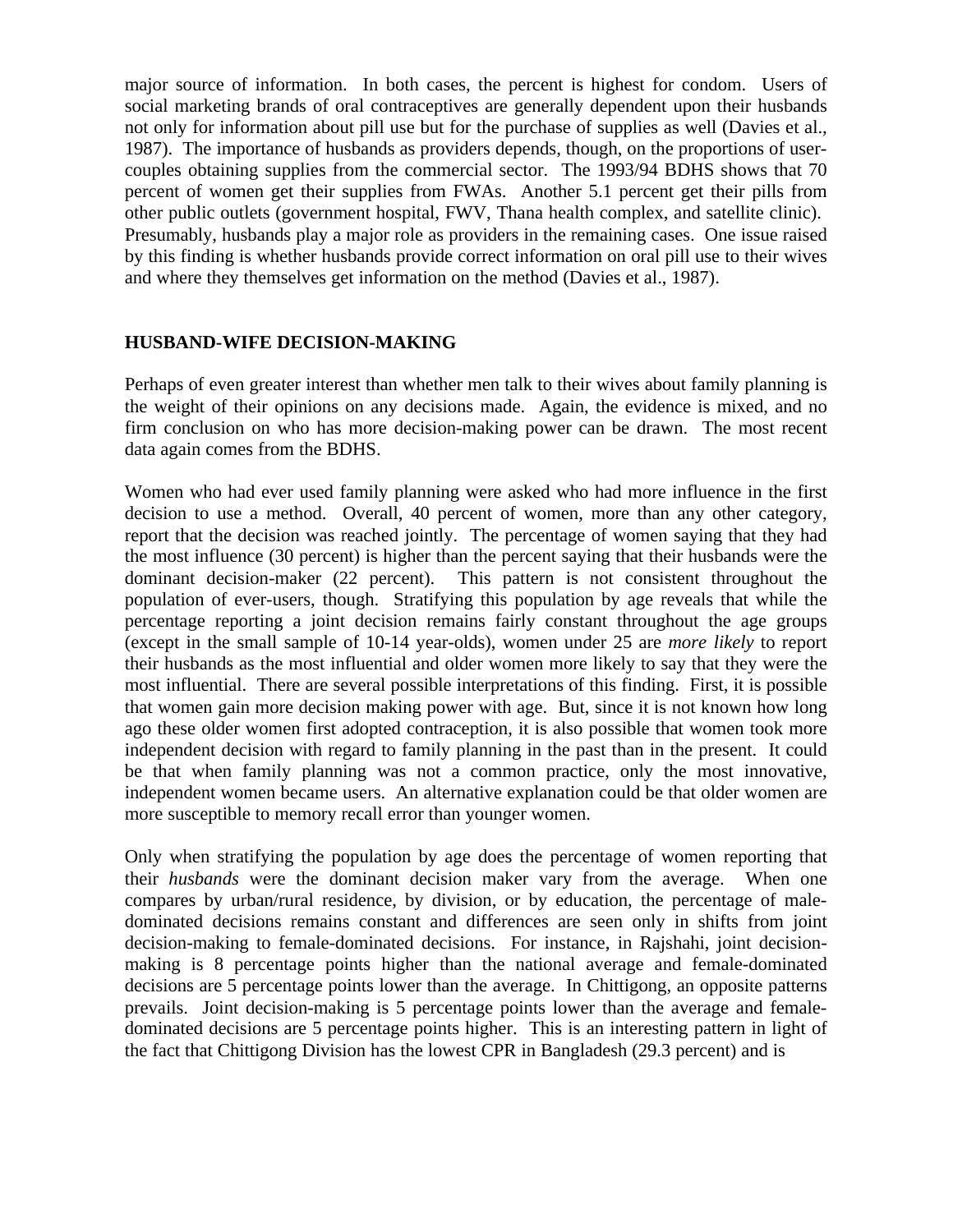major source of information. In both cases, the percent is highest for condom. Users of social marketing brands of oral contraceptives are generally dependent upon their husbands not only for information about pill use but for the purchase of supplies as well (Davies et al., 1987). The importance of husbands as providers depends, though, on the proportions of user-couples obtaining supplies from the commercial sector. The 1993/94 BDHS shows that 70 percent of women get their supplies from FWAs. Another 5.1 percent get their pills from other public outlets (government hospital, FWV, Thana health complex, and satellite clinic). Presumably, husbands play a major role as providers in the remaining cases. One issue raised by this finding is whether husbands provide correct information on oral pill use to their wives and where they themselves get information on the method (Davies et al., 1987).

## HUSBAND-WIFE DECISION-MAKING

Perhaps of even greater interest than whether men talk to their wives about family planning is the weight of their opinions on any decisions made. Again, the evidence is mixed, and no firm conclusion on who has more decision-making power can be drawn. The most recent data again comes from the BDHS.

Women who had ever used family planning were asked who had more influence in the first decision to use a method. Overall, 40 percent of women, more than any other category, report that the decision was reached jointly. The percentage of women saying that they had the most influence (30 percent) is higher than the percent saying that their husbands were the dominant decision-maker (22 percent). This pattern is not consistent throughout the population of ever-users, though. Stratifying this population by age reveals that while the percentage reporting a joint decision remains fairly constant throughout the age groups (except in the small sample of 10-14 year-olds), women under 25 are *more likely* to report their husbands as the most influential and older women more likely to say that they were the most influential. There are several possible interpretations of this finding. First, it is possible that women gain more decision making power with age. But, since it is not known how long ago these older women first adopted contraception, it is also possible that women took more independent decision with regard to family planning in the past than in the present. It could be that when family planning was not a common practice, only the most innovative, independent women became users. An alternative explanation could be that older women are more susceptible to memory recall error than younger women.

Only when stratifying the population by age does the percentage of women reporting that their *husbands* were the dominant decision maker vary from the average. When one compares by urban/rural residence, by division, or by education, the percentage of male-dominated decisions remains constant and differences are seen only in shifts from joint decision-making to female-dominated decisions. For instance, in Rajshahi, joint decision-making is 8 percentage points higher than the national average and female-dominated decisions are 5 percentage points lower than the average. In Chittigong, an opposite patterns prevails. Joint decision-making is 5 percentage points lower than the average and female-dominated decisions are 5 percentage points higher. This is an interesting pattern in light of the fact that Chittigong Division has the lowest CPR in Bangladesh (29.3 percent) and is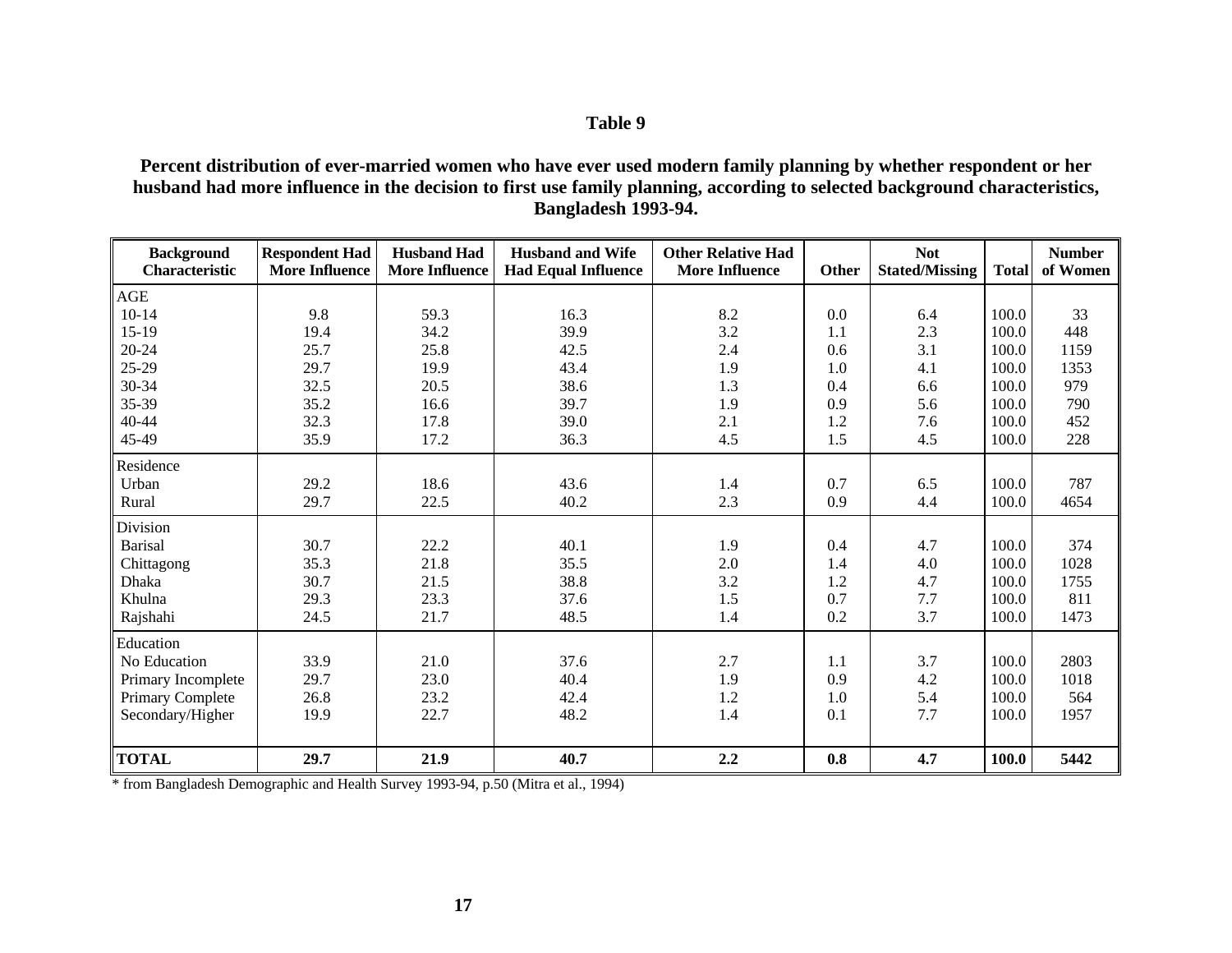**Table 9**

**Percent distribution of ever-married women who have ever used modern family planning by whether respondent or her husband had more influence in the decision to first use family planning, according to selected background characteristics, Bangladesh 1993-94.**

| Background Characteristic | Respondent Had More Influence | Husband Had More Influence | Husband and Wife Had Equal Influence | Other Relative Had More Influence | Other | Not Stated/Missing | Total | Number of Women |
|---|---|---|---|---|---|---|---|---|
| AGE | | | | | | | | |
| 10-14 | 9.8 | 59.3 | 16.3 | 8.2 | 0.0 | 6.4 | 100.0 | 33 |
| 15-19 | 19.4 | 34.2 | 39.9 | 3.2 | 1.1 | 2.3 | 100.0 | 448 |
| 20-24 | 25.7 | 25.8 | 42.5 | 2.4 | 0.6 | 3.1 | 100.0 | 1159 |
| 25-29 | 29.7 | 19.9 | 43.4 | 1.9 | 1.0 | 4.1 | 100.0 | 1353 |
| 30-34 | 32.5 | 20.5 | 38.6 | 1.3 | 0.4 | 6.6 | 100.0 | 979 |
| 35-39 | 35.2 | 16.6 | 39.7 | 1.9 | 0.9 | 5.6 | 100.0 | 790 |
| 40-44 | 32.3 | 17.8 | 39.0 | 2.1 | 1.2 | 7.6 | 100.0 | 452 |
| 45-49 | 35.9 | 17.2 | 36.3 | 4.5 | 1.5 | 4.5 | 100.0 | 228 |
| Residence | | | | | | | | |
| Urban | 29.2 | 18.6 | 43.6 | 1.4 | 0.7 | 6.5 | 100.0 | 787 |
| Rural | 29.7 | 22.5 | 40.2 | 2.3 | 0.9 | 4.4 | 100.0 | 4654 |
| Division | | | | | | | | |
| Barisal | 30.7 | 22.2 | 40.1 | 1.9 | 0.4 | 4.7 | 100.0 | 374 |
| Chittagong | 35.3 | 21.8 | 35.5 | 2.0 | 1.4 | 4.0 | 100.0 | 1028 |
| Dhaka | 30.7 | 21.5 | 38.8 | 3.2 | 1.2 | 4.7 | 100.0 | 1755 |
| Khulna | 29.3 | 23.3 | 37.6 | 1.5 | 0.7 | 7.7 | 100.0 | 811 |
| Rajshahi | 24.5 | 21.7 | 48.5 | 1.4 | 0.2 | 3.7 | 100.0 | 1473 |
| Education | | | | | | | | |
| No Education | 33.9 | 21.0 | 37.6 | 2.7 | 1.1 | 3.7 | 100.0 | 2803 |
| Primary Incomplete | 29.7 | 23.0 | 40.4 | 1.9 | 0.9 | 4.2 | 100.0 | 1018 |
| Primary Complete | 26.8 | 23.2 | 42.4 | 1.2 | 1.0 | 5.4 | 100.0 | 564 |
| Secondary/Higher | 19.9 | 22.7 | 48.2 | 1.4 | 0.1 | 7.7 | 100.0 | 1957 |
| **TOTAL** | **29.7** | **21.9** | **40.7** | **2.2** | **0.8** | **4.7** | **100.0** | **5442** |

* from Bangladesh Demographic and Health Survey 1993-94, p.50 (Mitra et al., 1994)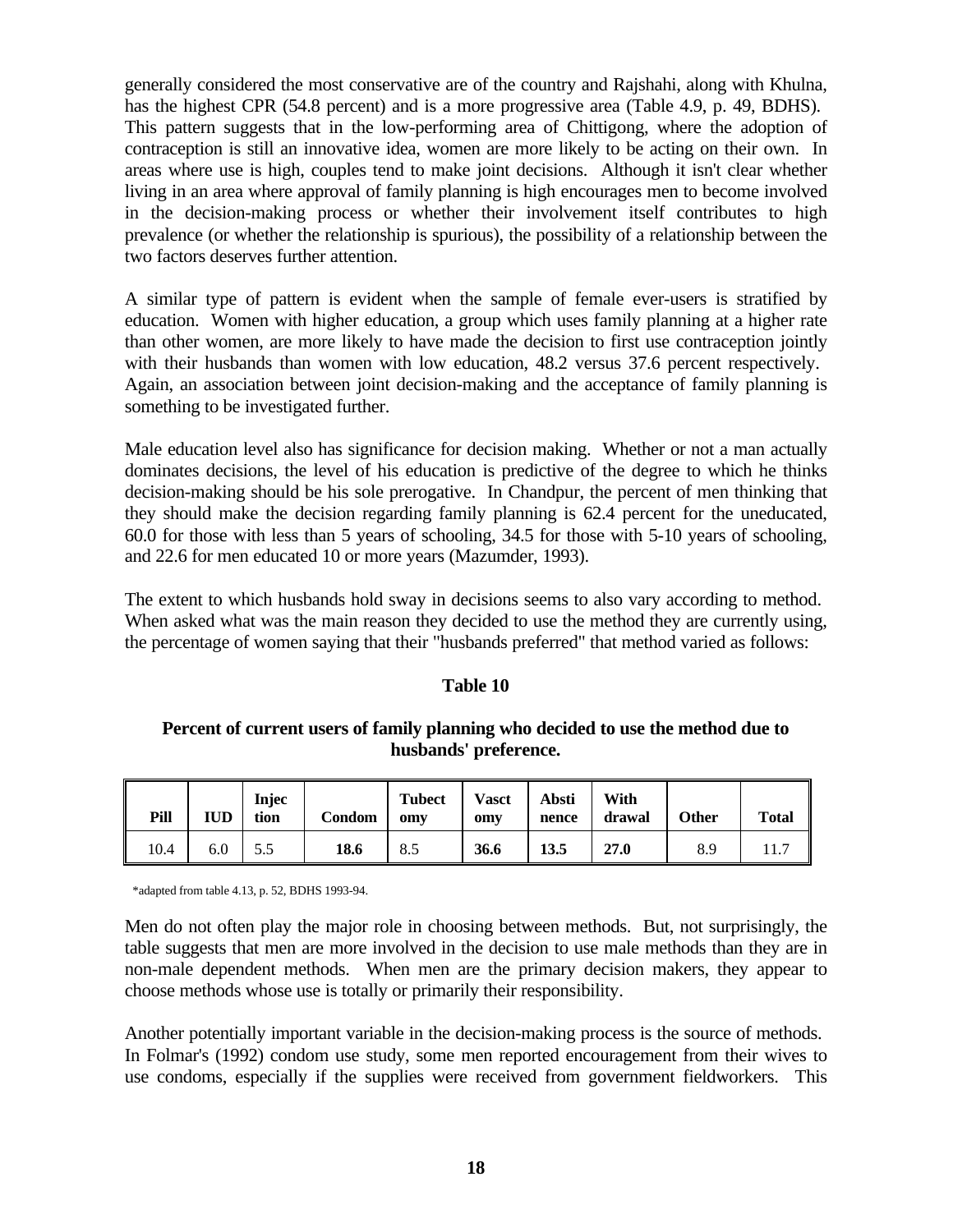generally considered the most conservative are of the country and Rajshahi, along with Khulna, has the highest CPR (54.8 percent) and is a more progressive area (Table 4.9, p. 49, BDHS). This pattern suggests that in the low-performing area of Chittigong, where the adoption of contraception is still an innovative idea, women are more likely to be acting on their own. In areas where use is high, couples tend to make joint decisions. Although it isn't clear whether living in an area where approval of family planning is high encourages men to become involved in the decision-making process or whether their involvement itself contributes to high prevalence (or whether the relationship is spurious), the possibility of a relationship between the two factors deserves further attention.

A similar type of pattern is evident when the sample of female ever-users is stratified by education. Women with higher education, a group which uses family planning at a higher rate than other women, are more likely to have made the decision to first use contraception jointly with their husbands than women with low education, 48.2 versus 37.6 percent respectively. Again, an association between joint decision-making and the acceptance of family planning is something to be investigated further.

Male education level also has significance for decision making. Whether or not a man actually dominates decisions, the level of his education is predictive of the degree to which he thinks decision-making should be his sole prerogative. In Chandpur, the percent of men thinking that they should make the decision regarding family planning is 62.4 percent for the uneducated, 60.0 for those with less than 5 years of schooling, 34.5 for those with 5-10 years of schooling, and 22.6 for men educated 10 or more years (Mazumder, 1993).

The extent to which husbands hold sway in decisions seems to also vary according to method. When asked what was the main reason they decided to use the method they are currently using, the percentage of women saying that their "husbands preferred" that method varied as follows:

**Table 10**

**Percent of current users of family planning who decided to use the method due to husbands' preference.**

| Pill | IUD | Injection | Condom | Tubectomy | Vasctomy | Abstinence | Withdrawal | Other | Total |
|---|---|---|---|---|---|---|---|---|---|
| 10.4 | 6.0 | 5.5 | **18.6** | 8.5 | **36.6** | **13.5** | **27.0** | 8.9 | 11.7 |

*adapted from table 4.13, p. 52, BDHS 1993-94.

Men do not often play the major role in choosing between methods. But, not surprisingly, the table suggests that men are more involved in the decision to use male methods than they are in non-male dependent methods. When men are the primary decision makers, they appear to choose methods whose use is totally or primarily their responsibility.

Another potentially important variable in the decision-making process is the source of methods. In Folmar's (1992) condom use study, some men reported encouragement from their wives to use condoms, especially if the supplies were received from government fieldworkers. This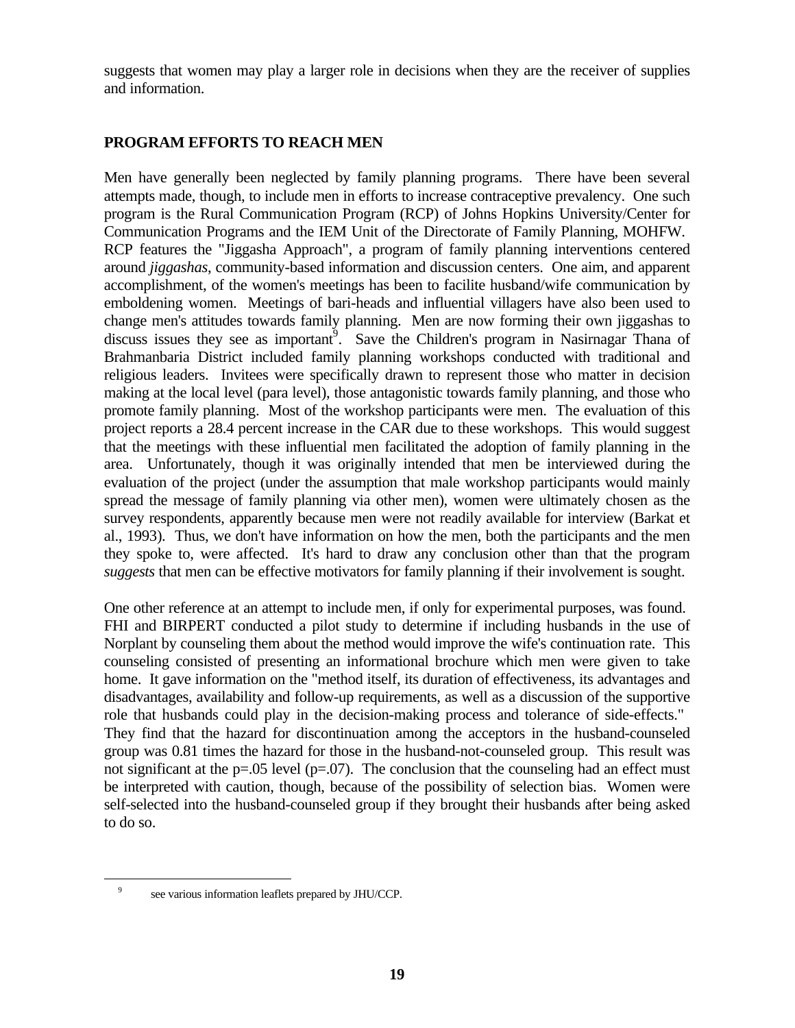suggests that women may play a larger role in decisions when they are the receiver of supplies and information.

## PROGRAM EFFORTS TO REACH MEN

Men have generally been neglected by family planning programs. There have been several attempts made, though, to include men in efforts to increase contraceptive prevalency. One such program is the Rural Communication Program (RCP) of Johns Hopkins University/Center for Communication Programs and the IEM Unit of the Directorate of Family Planning, MOHFW. RCP features the "Jiggasha Approach", a program of family planning interventions centered around *jiggashas*, community-based information and discussion centers. One aim, and apparent accomplishment, of the women's meetings has been to facilite husband/wife communication by emboldening women. Meetings of bari-heads and influential villagers have also been used to change men's attitudes towards family planning. Men are now forming their own jiggashas to discuss issues they see as important[9]. Save the Children's program in Nasirnagar Thana of Brahmanbaria District included family planning workshops conducted with traditional and religious leaders. Invitees were specifically drawn to represent those who matter in decision making at the local level (para level), those antagonistic towards family planning, and those who promote family planning. Most of the workshop participants were men. The evaluation of this project reports a 28.4 percent increase in the CAR due to these workshops. This would suggest that the meetings with these influential men facilitated the adoption of family planning in the area. Unfortunately, though it was originally intended that men be interviewed during the evaluation of the project (under the assumption that male workshop participants would mainly spread the message of family planning via other men), women were ultimately chosen as the survey respondents, apparently because men were not readily available for interview (Barkat et al., 1993). Thus, we don't have information on how the men, both the participants and the men they spoke to, were affected. It's hard to draw any conclusion other than that the program *suggests* that men can be effective motivators for family planning if their involvement is sought.

One other reference at an attempt to include men, if only for experimental purposes, was found. FHI and BIRPERT conducted a pilot study to determine if including husbands in the use of Norplant by counseling them about the method would improve the wife's continuation rate. This counseling consisted of presenting an informational brochure which men were given to take home. It gave information on the "method itself, its duration of effectiveness, its advantages and disadvantages, availability and follow-up requirements, as well as a discussion of the supportive role that husbands could play in the decision-making process and tolerance of side-effects." They find that the hazard for discontinuation among the acceptors in the husband-counseled group was 0.81 times the hazard for those in the husband-not-counseled group. This result was not significant at the $p=.05$ level ($p=.07$). The conclusion that the counseling had an effect must be interpreted with caution, though, because of the possibility of selection bias. Women were self-selected into the husband-counseled group if they brought their husbands after being asked to do so.

[9] see various information leaflets prepared by JHU/CCP.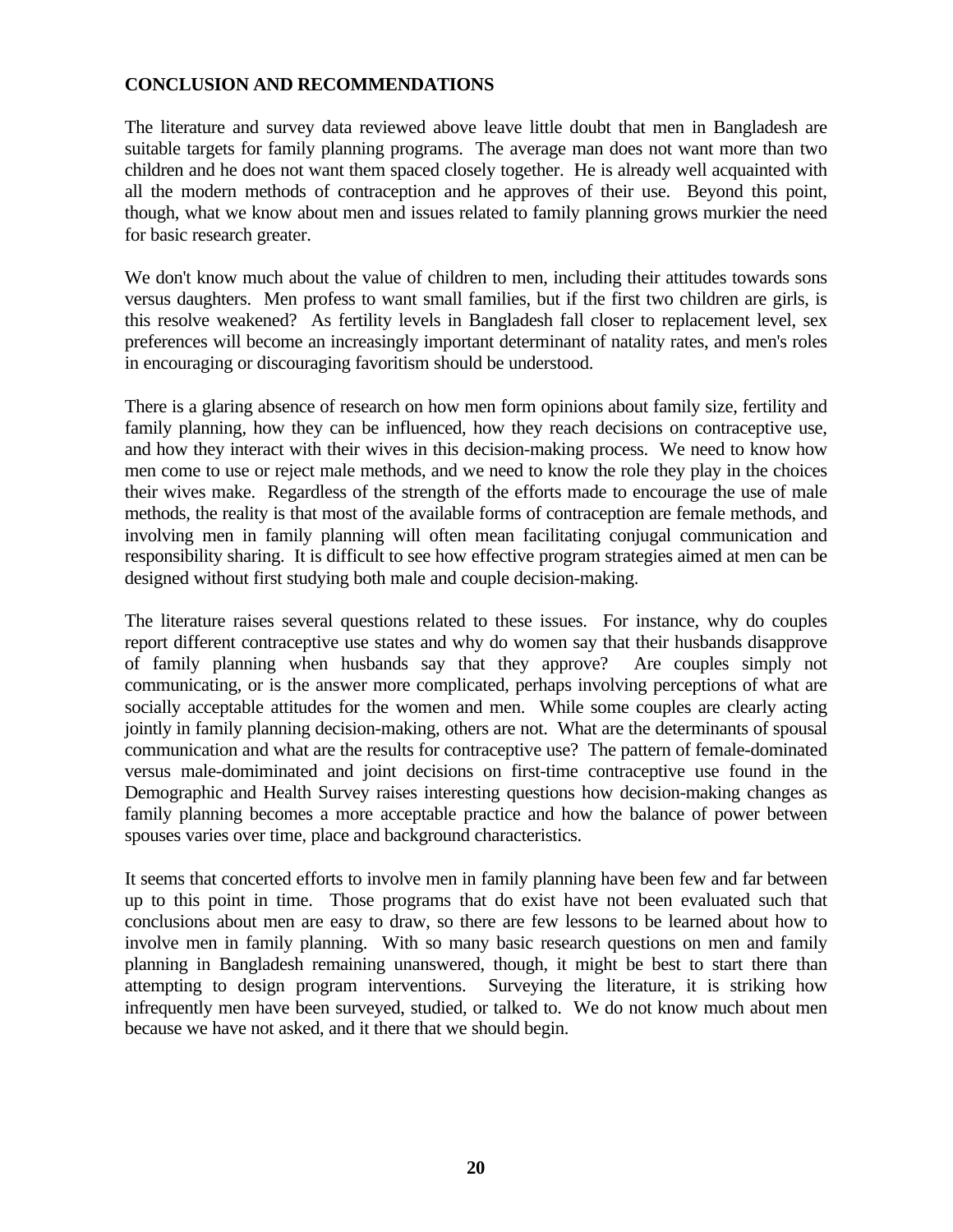## CONCLUSION AND RECOMMENDATIONS

The literature and survey data reviewed above leave little doubt that men in Bangladesh are suitable targets for family planning programs. The average man does not want more than two children and he does not want them spaced closely together. He is already well acquainted with all the modern methods of contraception and he approves of their use. Beyond this point, though, what we know about men and issues related to family planning grows murkier the need for basic research greater.

We don't know much about the value of children to men, including their attitudes towards sons versus daughters. Men profess to want small families, but if the first two children are girls, is this resolve weakened? As fertility levels in Bangladesh fall closer to replacement level, sex preferences will become an increasingly important determinant of natality rates, and men's roles in encouraging or discouraging favoritism should be understood.

There is a glaring absence of research on how men form opinions about family size, fertility and family planning, how they can be influenced, how they reach decisions on contraceptive use, and how they interact with their wives in this decision-making process. We need to know how men come to use or reject male methods, and we need to know the role they play in the choices their wives make. Regardless of the strength of the efforts made to encourage the use of male methods, the reality is that most of the available forms of contraception are female methods, and involving men in family planning will often mean facilitating conjugal communication and responsibility sharing. It is difficult to see how effective program strategies aimed at men can be designed without first studying both male and couple decision-making.

The literature raises several questions related to these issues. For instance, why do couples report different contraceptive use states and why do women say that their husbands disapprove of family planning when husbands say that they approve? Are couples simply not communicating, or is the answer more complicated, perhaps involving perceptions of what are socially acceptable attitudes for the women and men. While some couples are clearly acting jointly in family planning decision-making, others are not. What are the determinants of spousal communication and what are the results for contraceptive use? The pattern of female-dominated versus male-domiminated and joint decisions on first-time contraceptive use found in the Demographic and Health Survey raises interesting questions how decision-making changes as family planning becomes a more acceptable practice and how the balance of power between spouses varies over time, place and background characteristics.

It seems that concerted efforts to involve men in family planning have been few and far between up to this point in time. Those programs that do exist have not been evaluated such that conclusions about men are easy to draw, so there are few lessons to be learned about how to involve men in family planning. With so many basic research questions on men and family planning in Bangladesh remaining unanswered, though, it might be best to start there than attempting to design program interventions. Surveying the literature, it is striking how infrequently men have been surveyed, studied, or talked to. We do not know much about men because we have not asked, and it there that we should begin.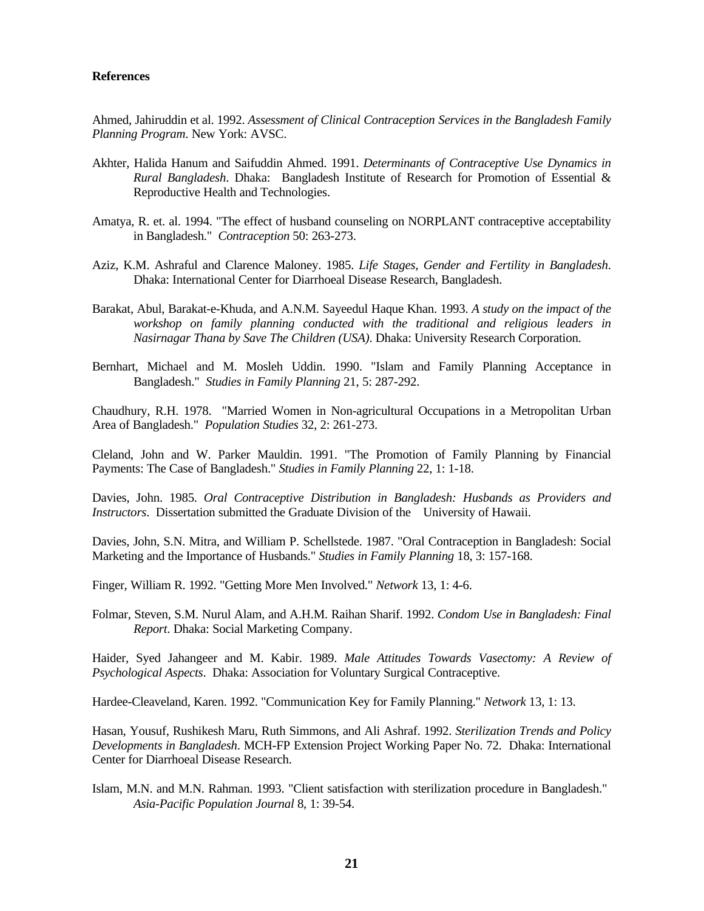**References**

Ahmed, Jahiruddin et al. 1992. *Assessment of Clinical Contraception Services in the Bangladesh Family Planning Program*. New York: AVSC.

Akhter, Halida Hanum and Saifuddin Ahmed. 1991. *Determinants of Contraceptive Use Dynamics in Rural Bangladesh*. Dhaka: Bangladesh Institute of Research for Promotion of Essential & Reproductive Health and Technologies.

Amatya, R. et. al. 1994. "The effect of husband counseling on NORPLANT contraceptive acceptability in Bangladesh." *Contraception* 50: 263-273.

Aziz, K.M. Ashraful and Clarence Maloney. 1985. *Life Stages, Gender and Fertility in Bangladesh*. Dhaka: International Center for Diarrhoeal Disease Research, Bangladesh.

Barakat, Abul, Barakat-e-Khuda, and A.N.M. Sayeedul Haque Khan. 1993. *A study on the impact of the workshop on family planning conducted with the traditional and religious leaders in Nasirnagar Thana by Save The Children (USA)*. Dhaka: University Research Corporation.

Bernhart, Michael and M. Mosleh Uddin. 1990. "Islam and Family Planning Acceptance in Bangladesh." *Studies in Family Planning* 21, 5: 287-292.

Chaudhury, R.H. 1978. "Married Women in Non-agricultural Occupations in a Metropolitan Urban Area of Bangladesh." *Population Studies* 32, 2: 261-273.

Cleland, John and W. Parker Mauldin. 1991. "The Promotion of Family Planning by Financial Payments: The Case of Bangladesh." *Studies in Family Planning* 22, 1: 1-18.

Davies, John. 1985. *Oral Contraceptive Distribution in Bangladesh: Husbands as Providers and Instructors*. Dissertation submitted the Graduate Division of the University of Hawaii.

Davies, John, S.N. Mitra, and William P. Schellstede. 1987. "Oral Contraception in Bangladesh: Social Marketing and the Importance of Husbands." *Studies in Family Planning* 18, 3: 157-168.

Finger, William R. 1992. "Getting More Men Involved." *Network* 13, 1: 4-6.

Folmar, Steven, S.M. Nurul Alam, and A.H.M. Raihan Sharif. 1992. *Condom Use in Bangladesh: Final Report*. Dhaka: Social Marketing Company.

Haider, Syed Jahangeer and M. Kabir. 1989. *Male Attitudes Towards Vasectomy: A Review of Psychological Aspects*. Dhaka: Association for Voluntary Surgical Contraceptive.

Hardee-Cleaveland, Karen. 1992. "Communication Key for Family Planning." *Network* 13, 1: 13.

Hasan, Yousuf, Rushikesh Maru, Ruth Simmons, and Ali Ashraf. 1992. *Sterilization Trends and Policy Developments in Bangladesh*. MCH-FP Extension Project Working Paper No. 72. Dhaka: International Center for Diarrhoeal Disease Research.

Islam, M.N. and M.N. Rahman. 1993. "Client satisfaction with sterilization procedure in Bangladesh." *Asia-Pacific Population Journal* 8, 1: 39-54.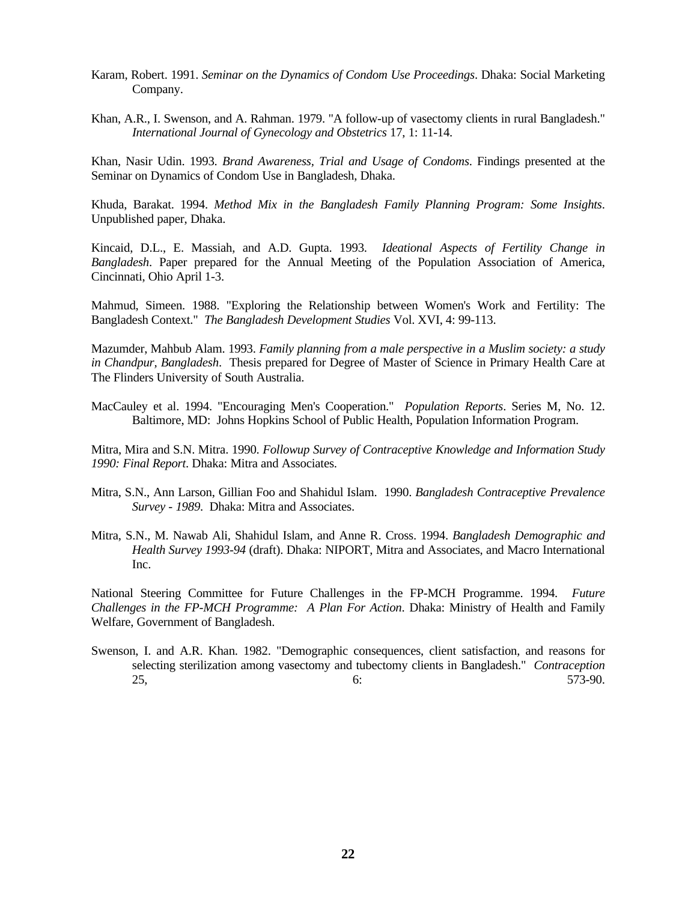Karam, Robert. 1991. *Seminar on the Dynamics of Condom Use Proceedings*. Dhaka: Social Marketing Company.

Khan, A.R., I. Swenson, and A. Rahman. 1979. "A follow-up of vasectomy clients in rural Bangladesh." *International Journal of Gynecology and Obstetrics* 17, 1: 11-14.

Khan, Nasir Udin. 1993. *Brand Awareness, Trial and Usage of Condoms*. Findings presented at the Seminar on Dynamics of Condom Use in Bangladesh, Dhaka.

Khuda, Barakat. 1994. *Method Mix in the Bangladesh Family Planning Program: Some Insights*. Unpublished paper, Dhaka.

Kincaid, D.L., E. Massiah, and A.D. Gupta. 1993. *Ideational Aspects of Fertility Change in Bangladesh*. Paper prepared for the Annual Meeting of the Population Association of America, Cincinnati, Ohio April 1-3.

Mahmud, Simeen. 1988. "Exploring the Relationship between Women's Work and Fertility: The Bangladesh Context." *The Bangladesh Development Studies* Vol. XVI, 4: 99-113.

Mazumder, Mahbub Alam. 1993. *Family planning from a male perspective in a Muslim society: a study in Chandpur, Bangladesh*. Thesis prepared for Degree of Master of Science in Primary Health Care at The Flinders University of South Australia.

MacCauley et al. 1994. "Encouraging Men's Cooperation." *Population Reports*. Series M, No. 12. Baltimore, MD: Johns Hopkins School of Public Health, Population Information Program.

Mitra, Mira and S.N. Mitra. 1990. *Followup Survey of Contraceptive Knowledge and Information Study 1990: Final Report*. Dhaka: Mitra and Associates.

Mitra, S.N., Ann Larson, Gillian Foo and Shahidul Islam. 1990. *Bangladesh Contraceptive Prevalence Survey - 1989*. Dhaka: Mitra and Associates.

Mitra, S.N., M. Nawab Ali, Shahidul Islam, and Anne R. Cross. 1994. *Bangladesh Demographic and Health Survey 1993-94* (draft). Dhaka: NIPORT, Mitra and Associates, and Macro International Inc.

National Steering Committee for Future Challenges in the FP-MCH Programme. 1994. *Future Challenges in the FP-MCH Programme: A Plan For Action*. Dhaka: Ministry of Health and Family Welfare, Government of Bangladesh.

Swenson, I. and A.R. Khan. 1982. "Demographic consequences, client satisfaction, and reasons for selecting sterilization among vasectomy and tubectomy clients in Bangladesh." *Contraception* 25, 6: 573-90.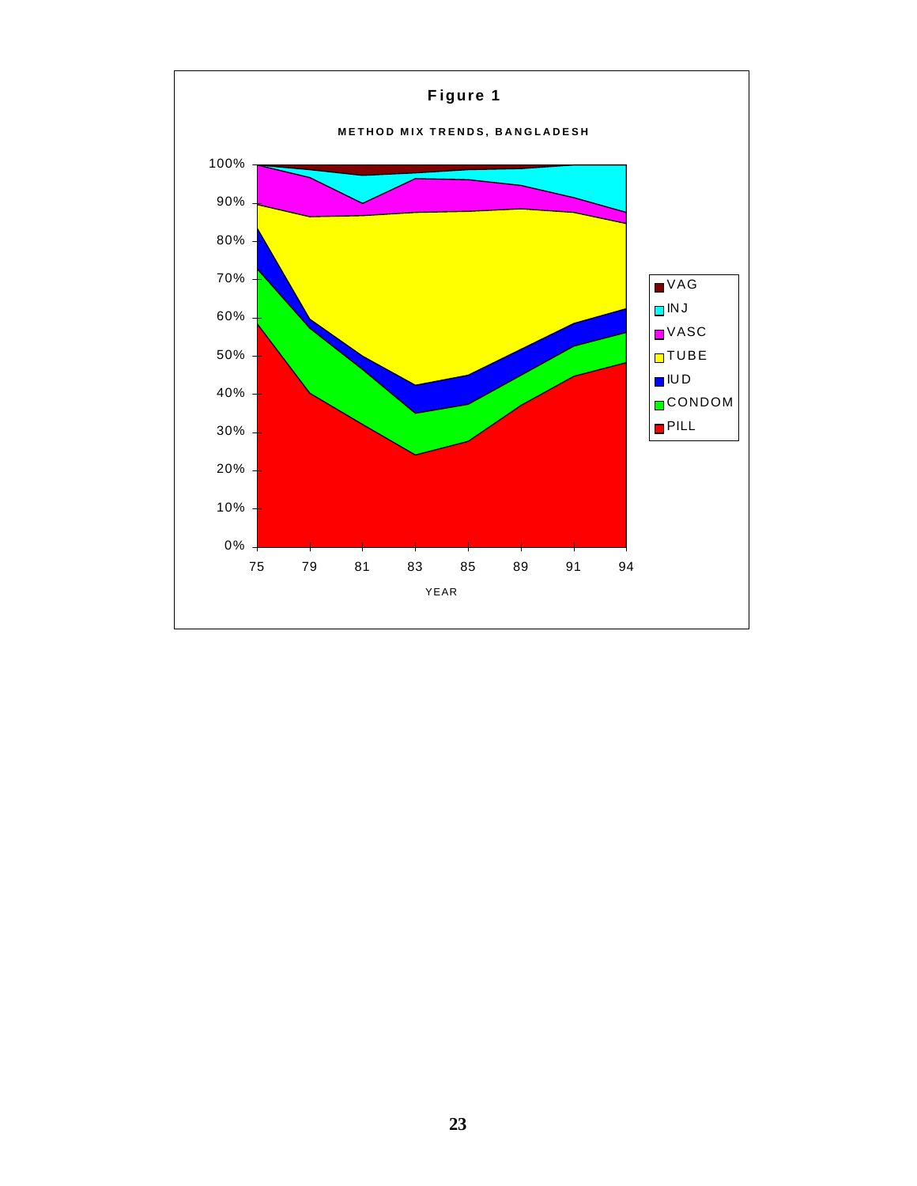**Figure 1**

METHOD MIX TRENDS, BANGLADESH

100%
90%
80%
70%
60%
50%
40%
30%
20%
10%
0%

75
79
81
83
85
89
91
94

YEAR

VAG
INJ
VASC
TUBE
IUD
CONDOM
PILL